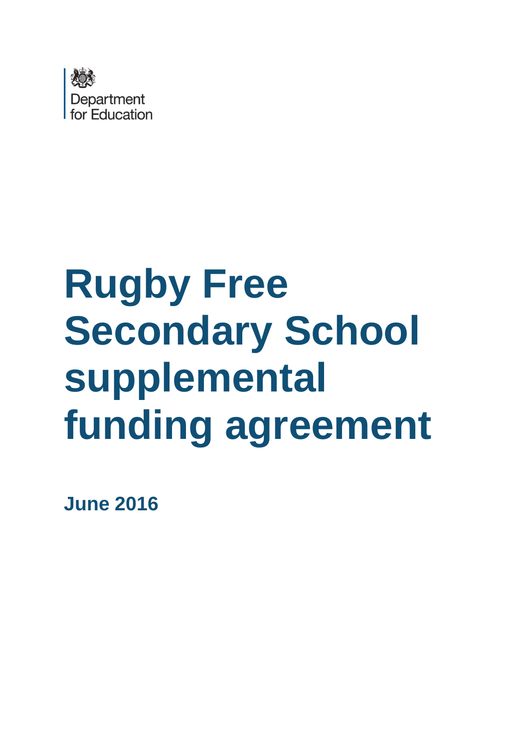Department for Education

# Rugby Free Secondary School supplemental funding agreement

**June 2016**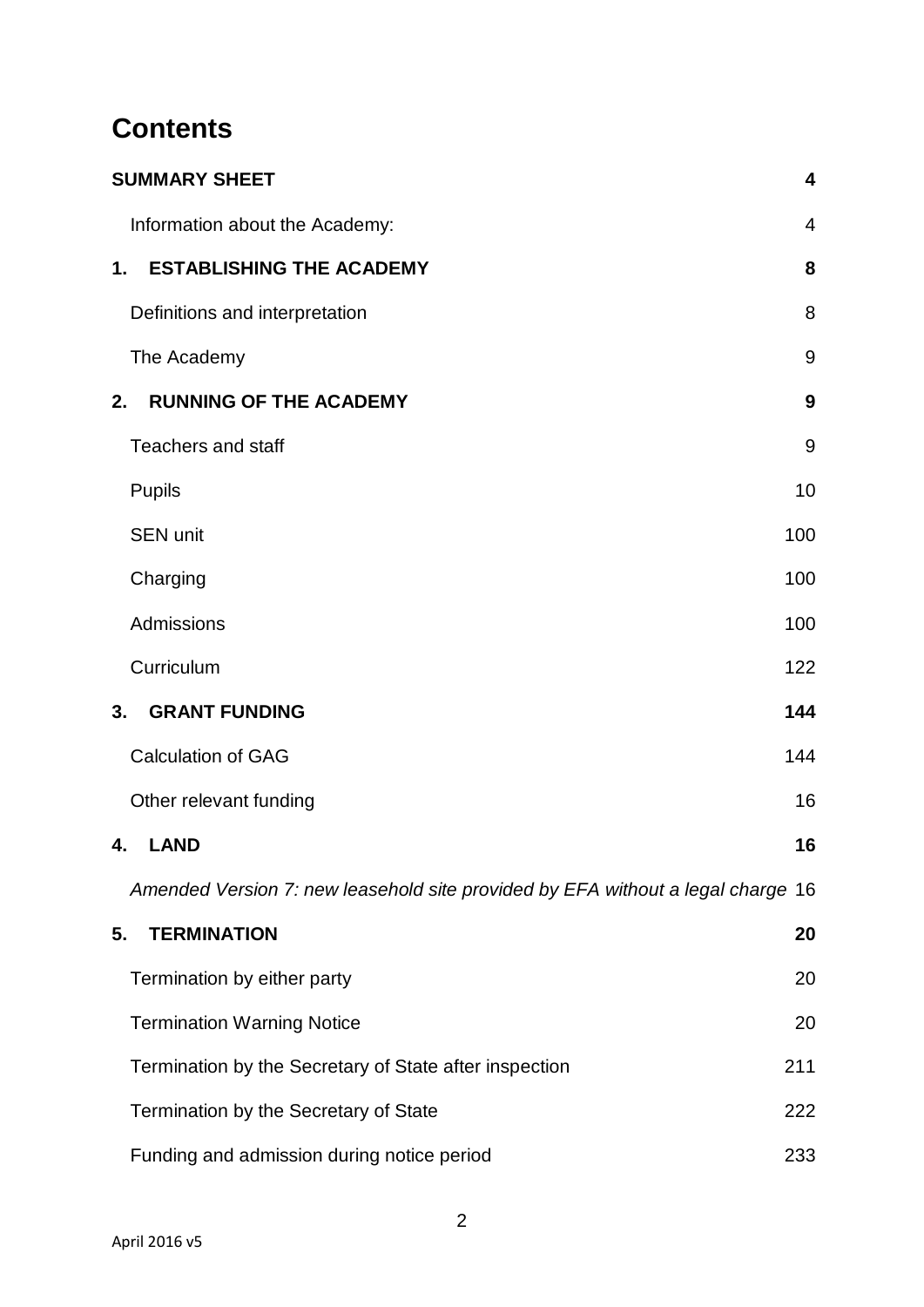# Contents

| | |
|---|---|
| **SUMMARY SHEET** | **4** |
| Information about the Academy: | 4 |
| **1. ESTABLISHING THE ACADEMY** | **8** |
| Definitions and interpretation | 8 |
| The Academy | 9 |
| **2. RUNNING OF THE ACADEMY** | **9** |
| Teachers and staff | 9 |
| Pupils | 10 |
| SEN unit | 100 |
| Charging | 100 |
| Admissions | 100 |
| Curriculum | 122 |
| **3. GRANT FUNDING** | **144** |
| Calculation of GAG | 144 |
| Other relevant funding | 16 |
| **4. LAND** | **16** |
| *Amended Version 7: new leasehold site provided by EFA without a legal charge* | 16 |
| **5. TERMINATION** | **20** |
| Termination by either party | 20 |
| Termination Warning Notice | 20 |
| Termination by the Secretary of State after inspection | 211 |
| Termination by the Secretary of State | 222 |
| Funding and admission during notice period | 233 |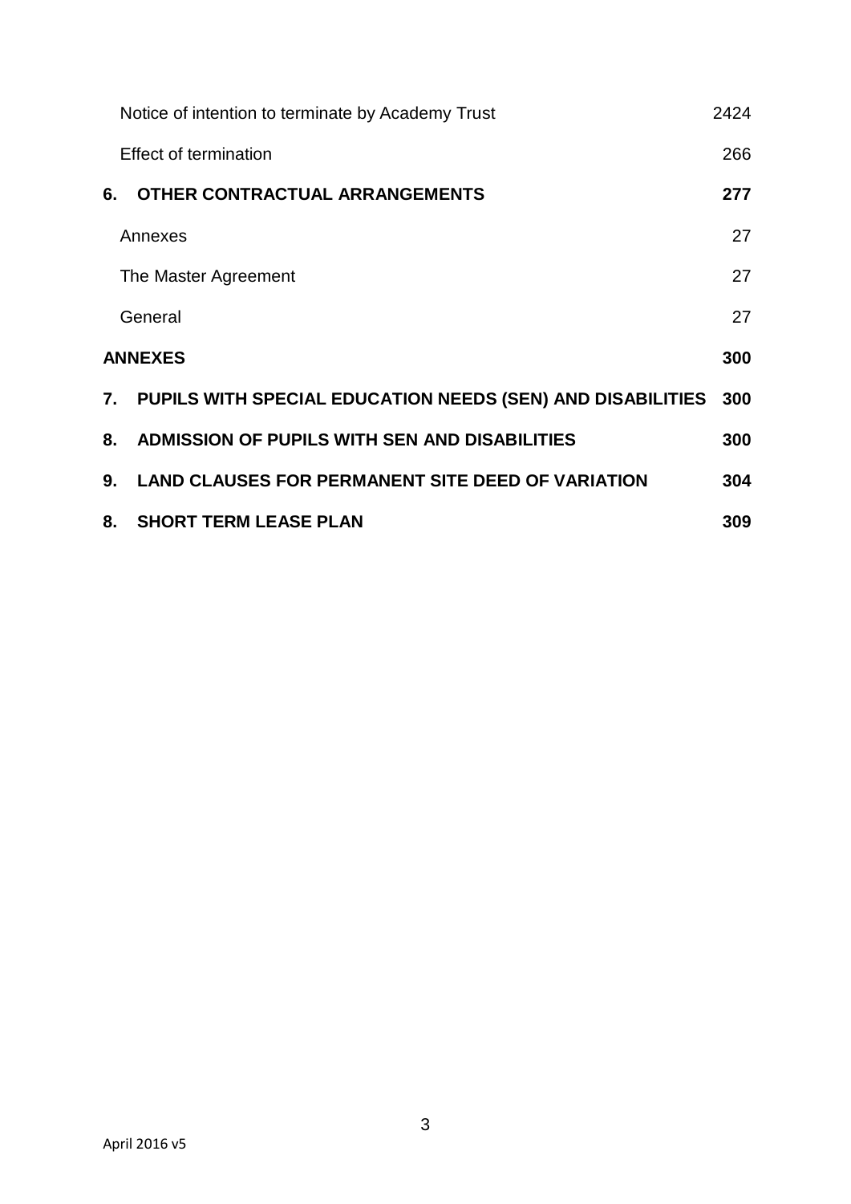| | | |
|---|---|---|
| | Notice of intention to terminate by Academy Trust | 2424 |
| | Effect of termination | 266 |
| **6.** | **OTHER CONTRACTUAL ARRANGEMENTS** | **277** |
| | Annexes | 27 |
| | The Master Agreement | 27 |
| | General | 27 |
| **ANNEXES** | | **300** |
| **7.** | **PUPILS WITH SPECIAL EDUCATION NEEDS (SEN) AND DISABILITIES** | **300** |
| **8.** | **ADMISSION OF PUPILS WITH SEN AND DISABILITIES** | **300** |
| **9.** | **LAND CLAUSES FOR PERMANENT SITE DEED OF VARIATION** | **304** |
| **8.** | **SHORT TERM LEASE PLAN** | **309** |

April 2016 v5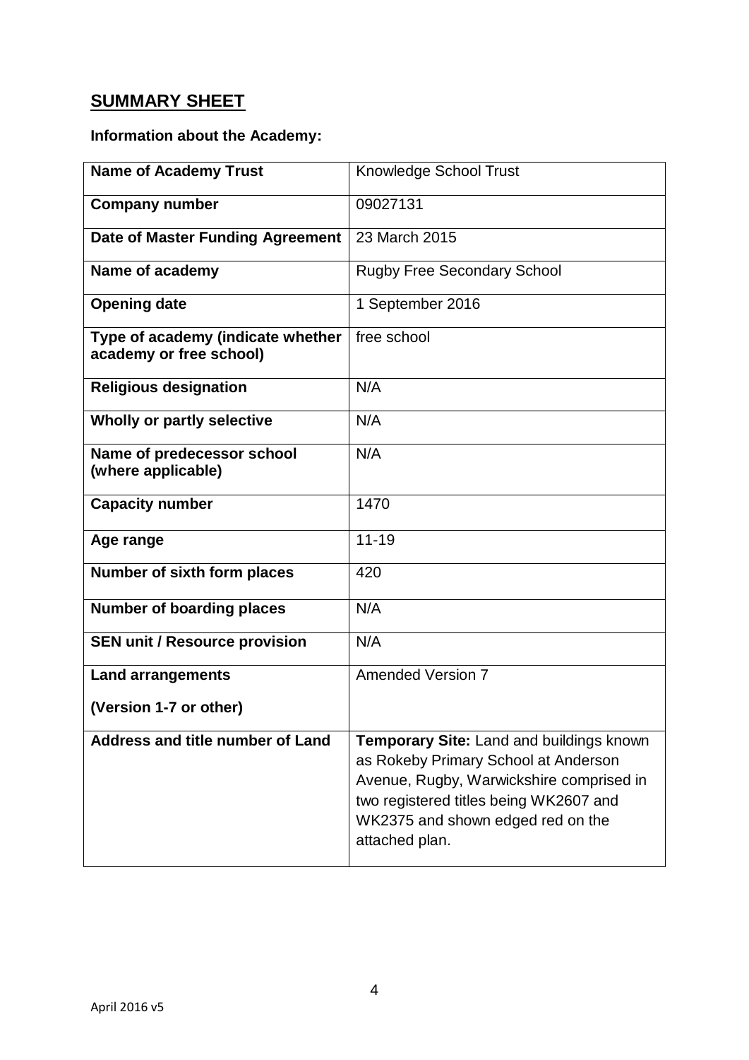## **SUMMARY SHEET**

**Information about the Academy:**

| **Name of Academy Trust** | Knowledge School Trust |
|---|---|
| **Company number** | 09027131 |
| **Date of Master Funding Agreement** | 23 March 2015 |
| **Name of academy** | Rugby Free Secondary School |
| **Opening date** | 1 September 2016 |
| **Type of academy (indicate whether academy or free school)** | free school |
| **Religious designation** | N/A |
| **Wholly or partly selective** | N/A |
| **Name of predecessor school (where applicable)** | N/A |
| **Capacity number** | 1470 |
| **Age range** | 11-19 |
| **Number of sixth form places** | 420 |
| **Number of boarding places** | N/A |
| **SEN unit / Resource provision** | N/A |
| **Land arrangements**<br><br>**(Version 1-7 or other)** | Amended Version 7 |
| **Address and title number of Land** | **Temporary Site:** Land and buildings known as Rokeby Primary School at Anderson Avenue, Rugby, Warwickshire comprised in two registered titles being WK2607 and WK2375 and shown edged red on the attached plan. |

April 2016 v5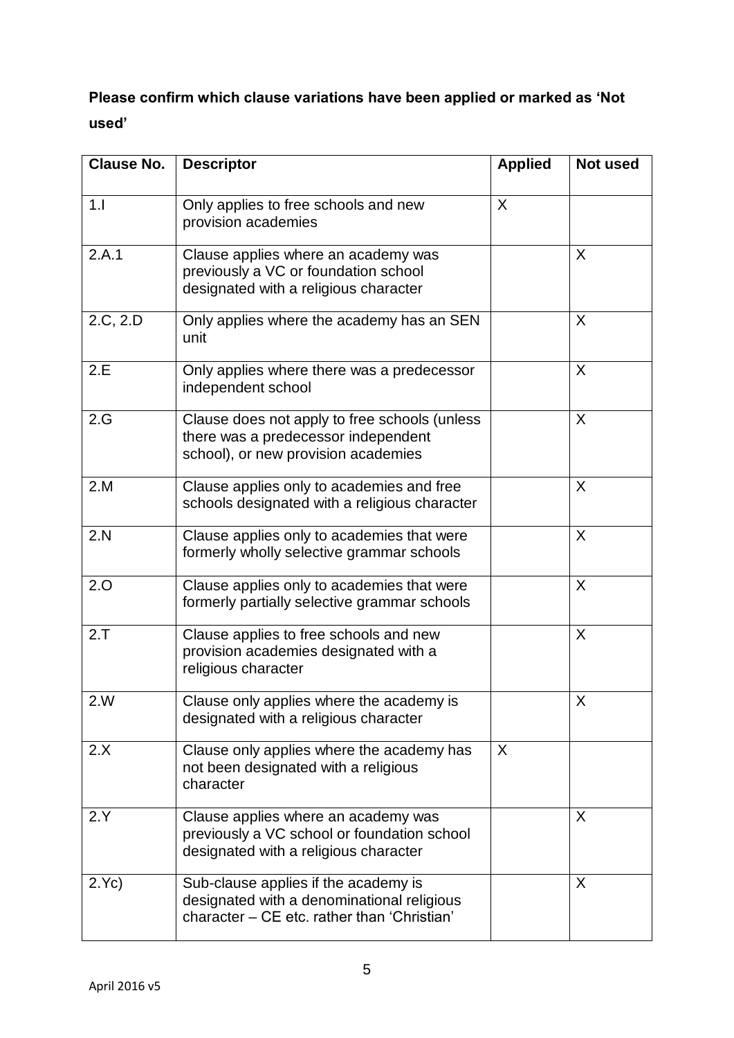**Please confirm which clause variations have been applied or marked as 'Not used'**

| Clause No. | Descriptor | Applied | Not used |
|---|---|---|---|
| 1.I | Only applies to free schools and new provision academies | X | |
| 2.A.1 | Clause applies where an academy was previously a VC or foundation school designated with a religious character | | X |
| 2.C, 2.D | Only applies where the academy has an SEN unit | | X |
| 2.E | Only applies where there was a predecessor independent school | | X |
| 2.G | Clause does not apply to free schools (unless there was a predecessor independent school), or new provision academies | | X |
| 2.M | Clause applies only to academies and free schools designated with a religious character | | X |
| 2.N | Clause applies only to academies that were formerly wholly selective grammar schools | | X |
| 2.O | Clause applies only to academies that were formerly partially selective grammar schools | | X |
| 2.T | Clause applies to free schools and new provision academies designated with a religious character | | X |
| 2.W | Clause only applies where the academy is designated with a religious character | | X |
| 2.X | Clause only applies where the academy has not been designated with a religious character | X | |
| 2.Y | Clause applies where an academy was previously a VC school or foundation school designated with a religious character | | X |
| 2.Yc) | Sub-clause applies if the academy is designated with a denominational religious character – CE etc. rather than 'Christian' | | X |

April 2016 v5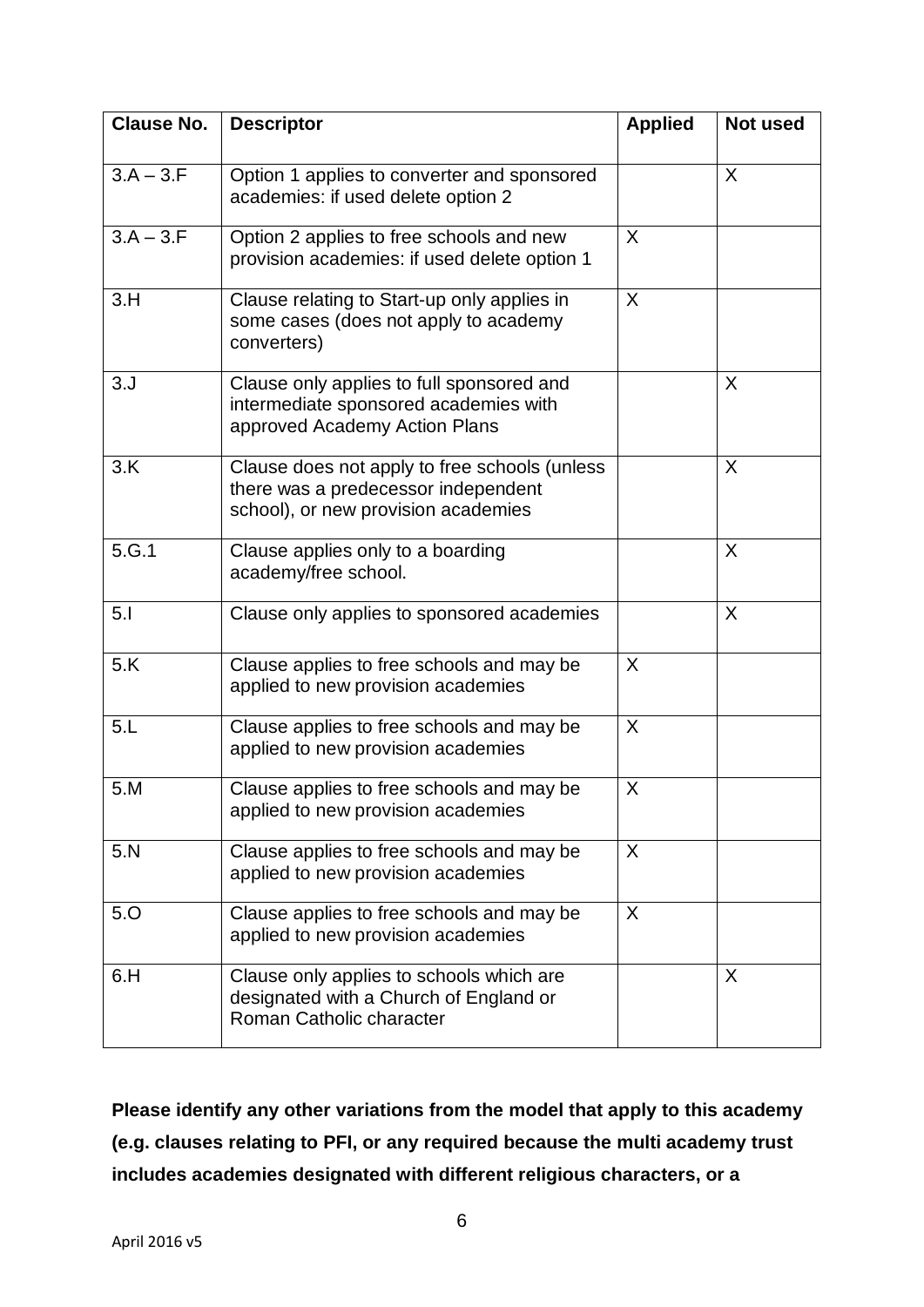| Clause No. | Descriptor | Applied | Not used |
|---|---|---|---|
| 3.A – 3.F | Option 1 applies to converter and sponsored academies: if used delete option 2 | | X |
| 3.A – 3.F | Option 2 applies to free schools and new provision academies: if used delete option 1 | X | |
| 3.H | Clause relating to Start-up only applies in some cases (does not apply to academy converters) | X | |
| 3.J | Clause only applies to full sponsored and intermediate sponsored academies with approved Academy Action Plans | | X |
| 3.K | Clause does not apply to free schools (unless there was a predecessor independent school), or new provision academies | | X |
| 5.G.1 | Clause applies only to a boarding academy/free school. | | X |
| 5.I | Clause only applies to sponsored academies | | X |
| 5.K | Clause applies to free schools and may be applied to new provision academies | X | |
| 5.L | Clause applies to free schools and may be applied to new provision academies | X | |
| 5.M | Clause applies to free schools and may be applied to new provision academies | X | |
| 5.N | Clause applies to free schools and may be applied to new provision academies | X | |
| 5.O | Clause applies to free schools and may be applied to new provision academies | X | |
| 6.H | Clause only applies to schools which are designated with a Church of England or Roman Catholic character | | X |

**Please identify any other variations from the model that apply to this academy (e.g. clauses relating to PFI, or any required because the multi academy trust includes academies designated with different religious characters, or a**

April 2016 v5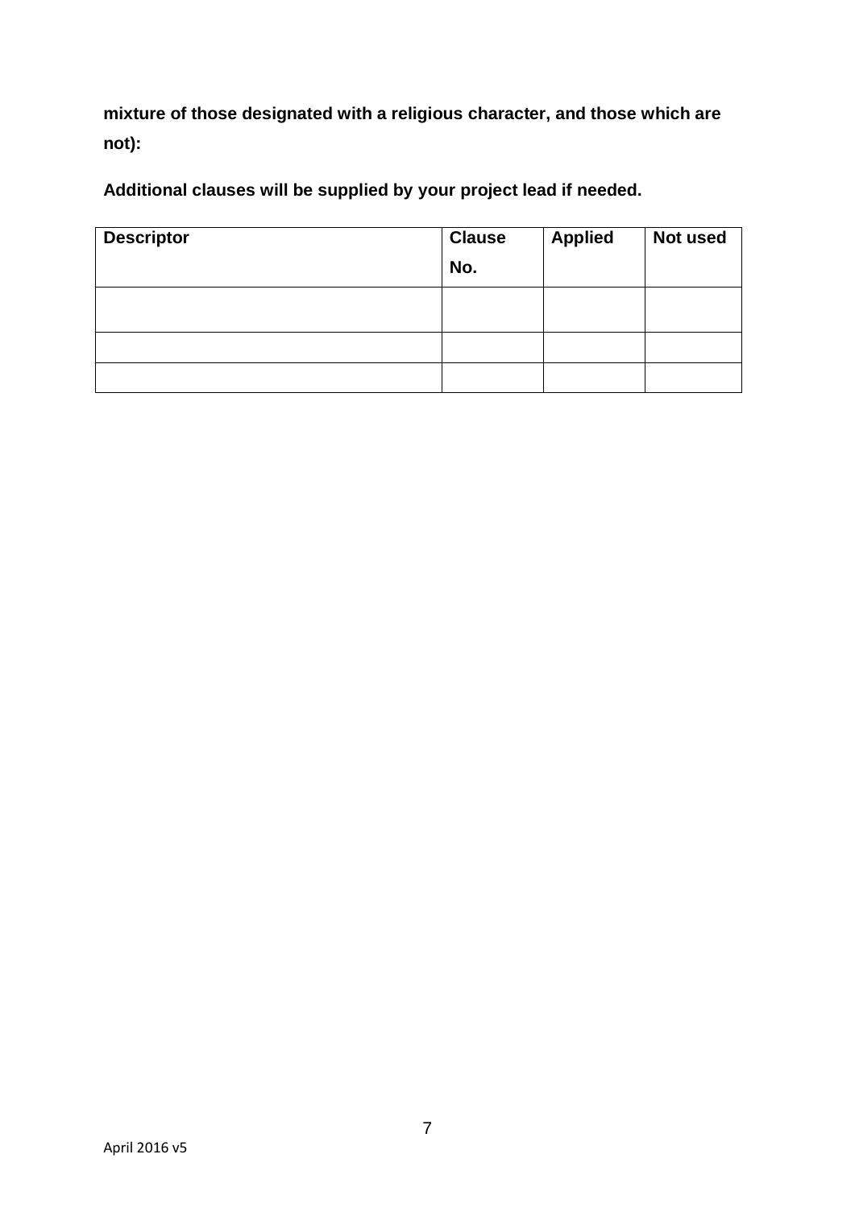**mixture of those designated with a religious character, and those which are not):**

**Additional clauses will be supplied by your project lead if needed.**

| Descriptor | Clause No. | Applied | Not used |
| --- | --- | --- | --- |
| | | | |
| | | | |
| | | | |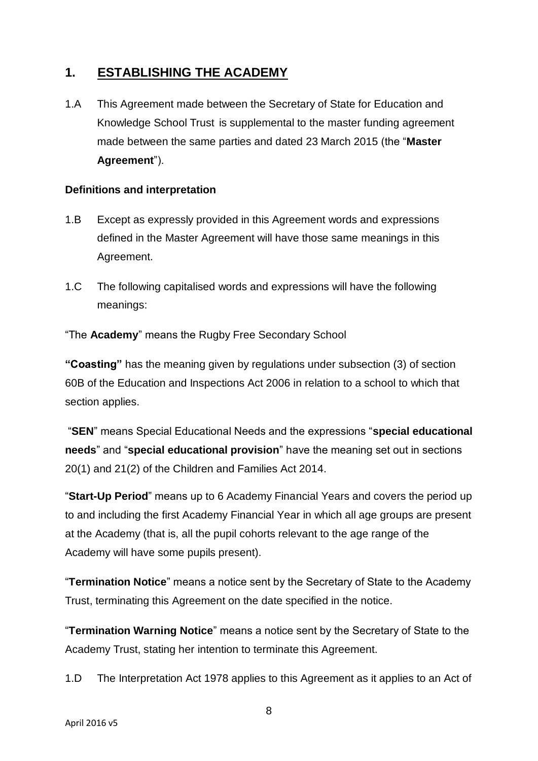## 1. ESTABLISHING THE ACADEMY

1.A This Agreement made between the Secretary of State for Education and Knowledge School Trust is supplemental to the master funding agreement made between the same parties and dated 23 March 2015 (the "**Master Agreement**").

**Definitions and interpretation**

1.B Except as expressly provided in this Agreement words and expressions defined in the Master Agreement will have those same meanings in this Agreement.

1.C The following capitalised words and expressions will have the following meanings:

"The **Academy**" means the Rugby Free Secondary School

**"Coasting"** has the meaning given by regulations under subsection (3) of section 60B of the Education and Inspections Act 2006 in relation to a school to which that section applies.

"**SEN**" means Special Educational Needs and the expressions "**special educational needs**" and "**special educational provision**" have the meaning set out in sections 20(1) and 21(2) of the Children and Families Act 2014.

"**Start-Up Period**" means up to 6 Academy Financial Years and covers the period up to and including the first Academy Financial Year in which all age groups are present at the Academy (that is, all the pupil cohorts relevant to the age range of the Academy will have some pupils present).

"**Termination Notice**" means a notice sent by the Secretary of State to the Academy Trust, terminating this Agreement on the date specified in the notice.

"**Termination Warning Notice**" means a notice sent by the Secretary of State to the Academy Trust, stating her intention to terminate this Agreement.

1.D The Interpretation Act 1978 applies to this Agreement as it applies to an Act of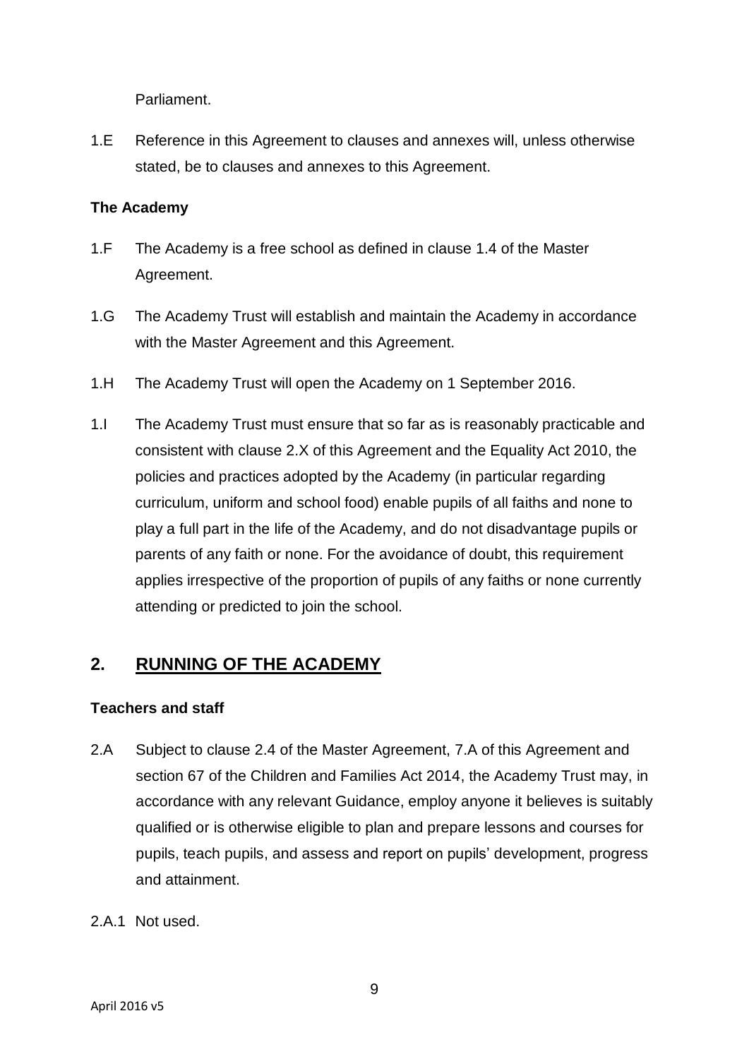Parliament.

1.E Reference in this Agreement to clauses and annexes will, unless otherwise stated, be to clauses and annexes to this Agreement.

**The Academy**

1.F The Academy is a free school as defined in clause 1.4 of the Master Agreement.

1.G The Academy Trust will establish and maintain the Academy in accordance with the Master Agreement and this Agreement.

1.H The Academy Trust will open the Academy on 1 September 2016.

1.I The Academy Trust must ensure that so far as is reasonably practicable and consistent with clause 2.X of this Agreement and the Equality Act 2010, the policies and practices adopted by the Academy (in particular regarding curriculum, uniform and school food) enable pupils of all faiths and none to play a full part in the life of the Academy, and do not disadvantage pupils or parents of any faith or none. For the avoidance of doubt, this requirement applies irrespective of the proportion of pupils of any faiths or none currently attending or predicted to join the school.

## 2. RUNNING OF THE ACADEMY

**Teachers and staff**

2.A Subject to clause 2.4 of the Master Agreement, 7.A of this Agreement and section 67 of the Children and Families Act 2014, the Academy Trust may, in accordance with any relevant Guidance, employ anyone it believes is suitably qualified or is otherwise eligible to plan and prepare lessons and courses for pupils, teach pupils, and assess and report on pupils' development, progress and attainment.

2.A.1 Not used.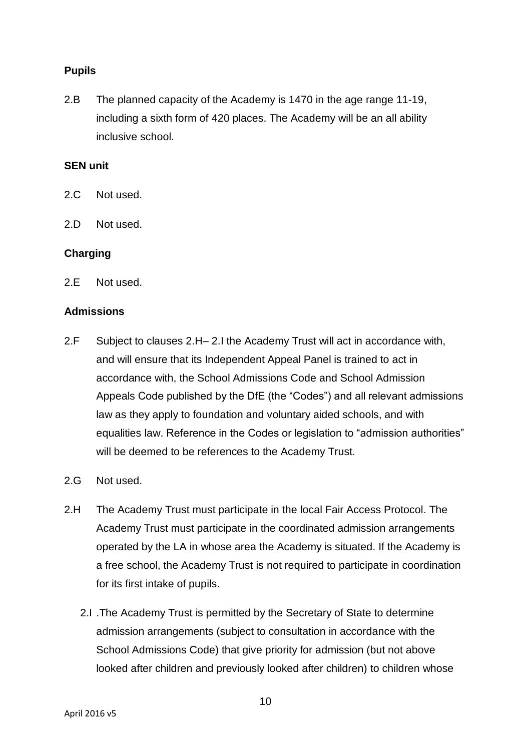**Pupils**

2.B The planned capacity of the Academy is 1470 in the age range 11-19, including a sixth form of 420 places. The Academy will be an all ability inclusive school.

**SEN unit**

2.C Not used.

2.D Not used.

**Charging**

2.E Not used.

**Admissions**

2.F Subject to clauses 2.H– 2.I the Academy Trust will act in accordance with, and will ensure that its Independent Appeal Panel is trained to act in accordance with, the School Admissions Code and School Admission Appeals Code published by the DfE (the "Codes") and all relevant admissions law as they apply to foundation and voluntary aided schools, and with equalities law. Reference in the Codes or legislation to "admission authorities" will be deemed to be references to the Academy Trust.

2.G Not used.

2.H The Academy Trust must participate in the local Fair Access Protocol. The Academy Trust must participate in the coordinated admission arrangements operated by the LA in whose area the Academy is situated. If the Academy is a free school, the Academy Trust is not required to participate in coordination for its first intake of pupils.

2.I .The Academy Trust is permitted by the Secretary of State to determine admission arrangements (subject to consultation in accordance with the School Admissions Code) that give priority for admission (but not above looked after children and previously looked after children) to children whose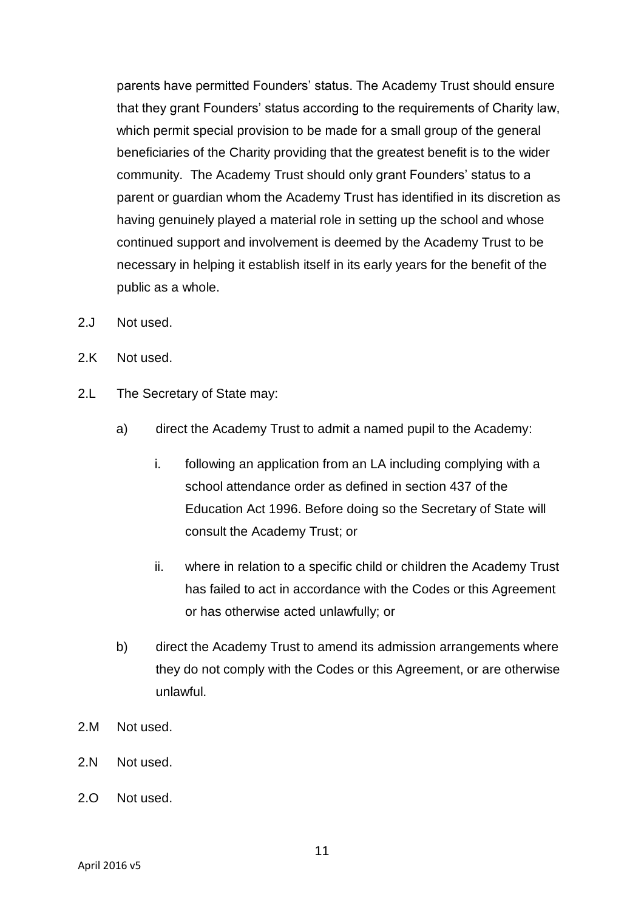parents have permitted Founders' status. The Academy Trust should ensure that they grant Founders' status according to the requirements of Charity law, which permit special provision to be made for a small group of the general beneficiaries of the Charity providing that the greatest benefit is to the wider community. The Academy Trust should only grant Founders' status to a parent or guardian whom the Academy Trust has identified in its discretion as having genuinely played a material role in setting up the school and whose continued support and involvement is deemed by the Academy Trust to be necessary in helping it establish itself in its early years for the benefit of the public as a whole.

2.J Not used.

2.K Not used.

2.L The Secretary of State may:

a) direct the Academy Trust to admit a named pupil to the Academy:

   i. following an application from an LA including complying with a school attendance order as defined in section 437 of the Education Act 1996. Before doing so the Secretary of State will consult the Academy Trust; or

   ii. where in relation to a specific child or children the Academy Trust has failed to act in accordance with the Codes or this Agreement or has otherwise acted unlawfully; or

b) direct the Academy Trust to amend its admission arrangements where they do not comply with the Codes or this Agreement, or are otherwise unlawful.

2.M Not used.

2.N Not used.

2.O Not used.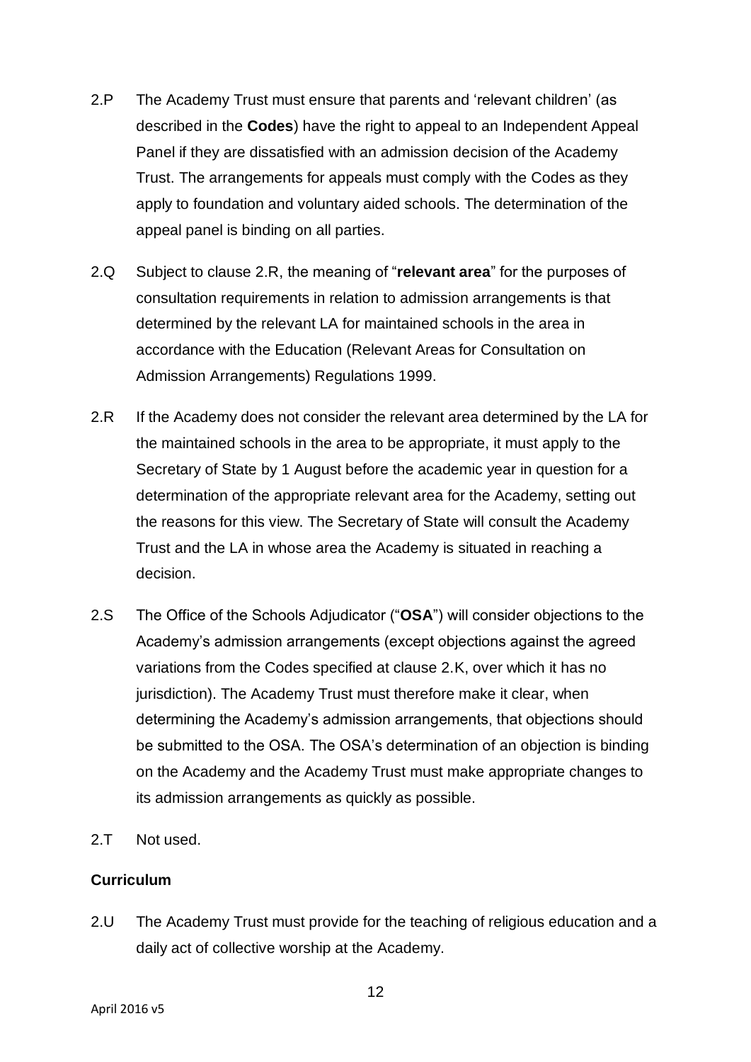2.P The Academy Trust must ensure that parents and 'relevant children' (as described in the **Codes**) have the right to appeal to an Independent Appeal Panel if they are dissatisfied with an admission decision of the Academy Trust. The arrangements for appeals must comply with the Codes as they apply to foundation and voluntary aided schools. The determination of the appeal panel is binding on all parties.

2.Q Subject to clause 2.R, the meaning of "**relevant area**" for the purposes of consultation requirements in relation to admission arrangements is that determined by the relevant LA for maintained schools in the area in accordance with the Education (Relevant Areas for Consultation on Admission Arrangements) Regulations 1999.

2.R If the Academy does not consider the relevant area determined by the LA for the maintained schools in the area to be appropriate, it must apply to the Secretary of State by 1 August before the academic year in question for a determination of the appropriate relevant area for the Academy, setting out the reasons for this view. The Secretary of State will consult the Academy Trust and the LA in whose area the Academy is situated in reaching a decision.

2.S The Office of the Schools Adjudicator ("**OSA**") will consider objections to the Academy's admission arrangements (except objections against the agreed variations from the Codes specified at clause 2.K, over which it has no jurisdiction). The Academy Trust must therefore make it clear, when determining the Academy's admission arrangements, that objections should be submitted to the OSA. The OSA's determination of an objection is binding on the Academy and the Academy Trust must make appropriate changes to its admission arrangements as quickly as possible.

2.T Not used.

**Curriculum**

2.U The Academy Trust must provide for the teaching of religious education and a daily act of collective worship at the Academy.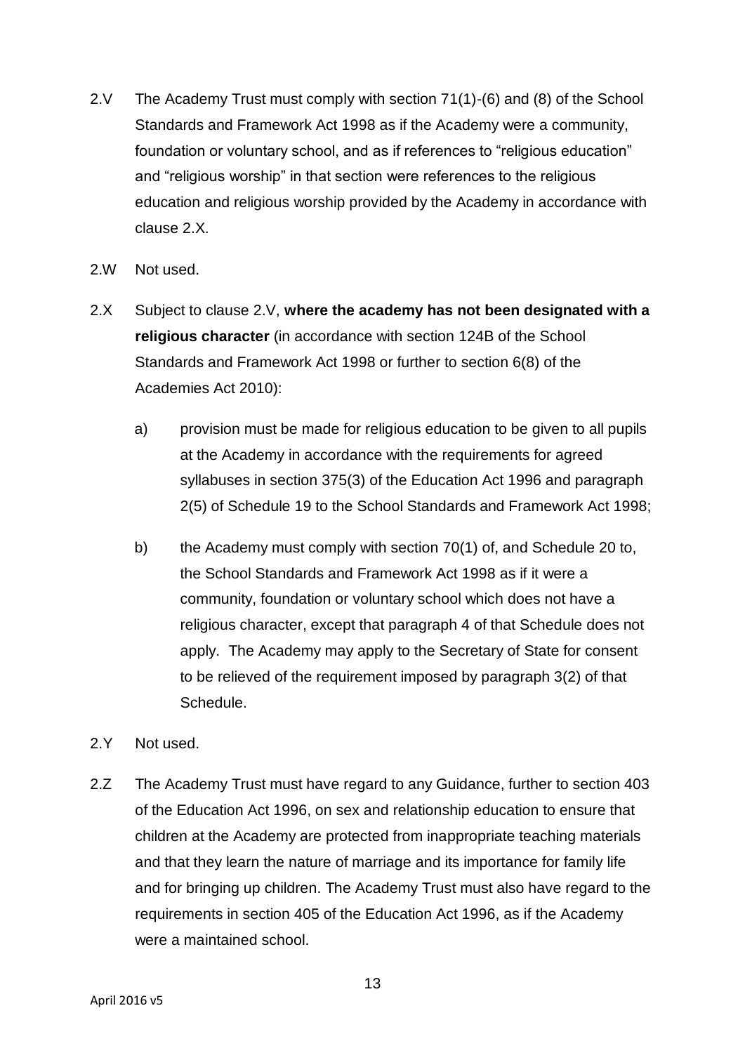2.V The Academy Trust must comply with section 71(1)-(6) and (8) of the School Standards and Framework Act 1998 as if the Academy were a community, foundation or voluntary school, and as if references to "religious education" and "religious worship" in that section were references to the religious education and religious worship provided by the Academy in accordance with clause 2.X.

2.W Not used.

2.X Subject to clause 2.V, **where the academy has not been designated with a religious character** (in accordance with section 124B of the School Standards and Framework Act 1998 or further to section 6(8) of the Academies Act 2010):

a) provision must be made for religious education to be given to all pupils at the Academy in accordance with the requirements for agreed syllabuses in section 375(3) of the Education Act 1996 and paragraph 2(5) of Schedule 19 to the School Standards and Framework Act 1998;

b) the Academy must comply with section 70(1) of, and Schedule 20 to, the School Standards and Framework Act 1998 as if it were a community, foundation or voluntary school which does not have a religious character, except that paragraph 4 of that Schedule does not apply. The Academy may apply to the Secretary of State for consent to be relieved of the requirement imposed by paragraph 3(2) of that Schedule.

2.Y Not used.

2.Z The Academy Trust must have regard to any Guidance, further to section 403 of the Education Act 1996, on sex and relationship education to ensure that children at the Academy are protected from inappropriate teaching materials and that they learn the nature of marriage and its importance for family life and for bringing up children. The Academy Trust must also have regard to the requirements in section 405 of the Education Act 1996, as if the Academy were a maintained school.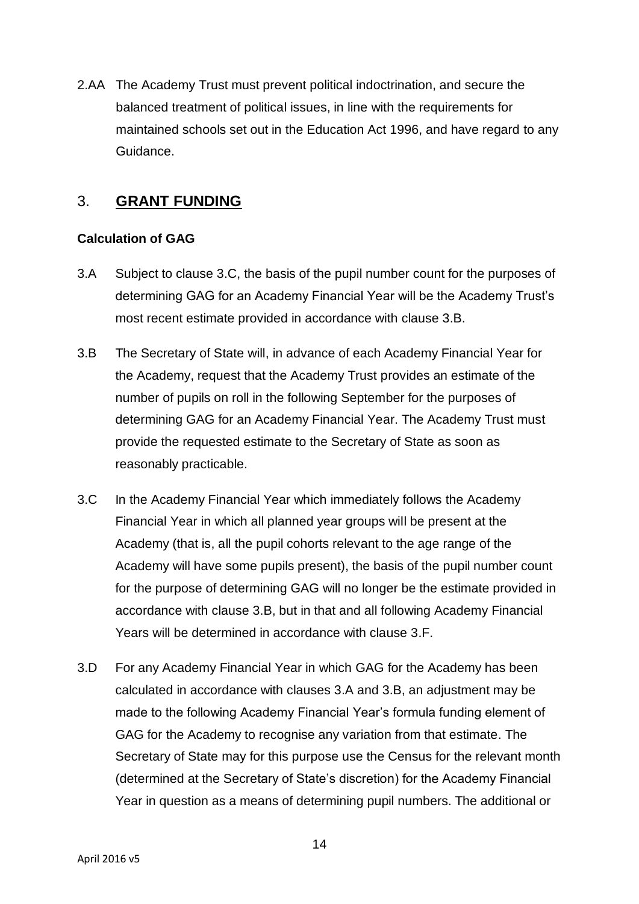2.AA The Academy Trust must prevent political indoctrination, and secure the balanced treatment of political issues, in line with the requirements for maintained schools set out in the Education Act 1996, and have regard to any Guidance.

## 3. **GRANT FUNDING**

**Calculation of GAG**

3.A Subject to clause 3.C, the basis of the pupil number count for the purposes of determining GAG for an Academy Financial Year will be the Academy Trust's most recent estimate provided in accordance with clause 3.B.

3.B The Secretary of State will, in advance of each Academy Financial Year for the Academy, request that the Academy Trust provides an estimate of the number of pupils on roll in the following September for the purposes of determining GAG for an Academy Financial Year. The Academy Trust must provide the requested estimate to the Secretary of State as soon as reasonably practicable.

3.C In the Academy Financial Year which immediately follows the Academy Financial Year in which all planned year groups will be present at the Academy (that is, all the pupil cohorts relevant to the age range of the Academy will have some pupils present), the basis of the pupil number count for the purpose of determining GAG will no longer be the estimate provided in accordance with clause 3.B, but in that and all following Academy Financial Years will be determined in accordance with clause 3.F.

3.D For any Academy Financial Year in which GAG for the Academy has been calculated in accordance with clauses 3.A and 3.B, an adjustment may be made to the following Academy Financial Year's formula funding element of GAG for the Academy to recognise any variation from that estimate. The Secretary of State may for this purpose use the Census for the relevant month (determined at the Secretary of State's discretion) for the Academy Financial Year in question as a means of determining pupil numbers. The additional or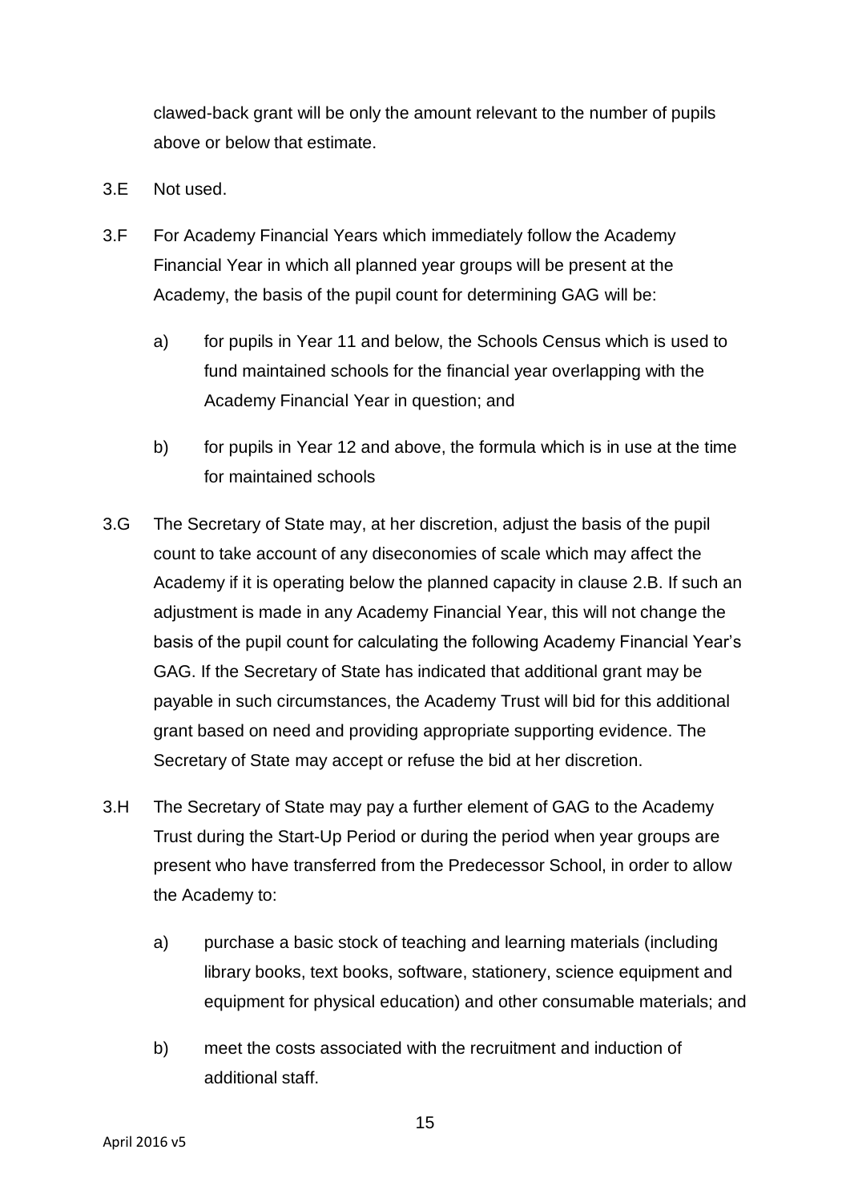clawed-back grant will be only the amount relevant to the number of pupils above or below that estimate.

3.E Not used.

3.F For Academy Financial Years which immediately follow the Academy Financial Year in which all planned year groups will be present at the Academy, the basis of the pupil count for determining GAG will be:

   a) for pupils in Year 11 and below, the Schools Census which is used to fund maintained schools for the financial year overlapping with the Academy Financial Year in question; and

   b) for pupils in Year 12 and above, the formula which is in use at the time for maintained schools

3.G The Secretary of State may, at her discretion, adjust the basis of the pupil count to take account of any diseconomies of scale which may affect the Academy if it is operating below the planned capacity in clause 2.B. If such an adjustment is made in any Academy Financial Year, this will not change the basis of the pupil count for calculating the following Academy Financial Year's GAG. If the Secretary of State has indicated that additional grant may be payable in such circumstances, the Academy Trust will bid for this additional grant based on need and providing appropriate supporting evidence. The Secretary of State may accept or refuse the bid at her discretion.

3.H The Secretary of State may pay a further element of GAG to the Academy Trust during the Start-Up Period or during the period when year groups are present who have transferred from the Predecessor School, in order to allow the Academy to:

   a) purchase a basic stock of teaching and learning materials (including library books, text books, software, stationery, science equipment and equipment for physical education) and other consumable materials; and

   b) meet the costs associated with the recruitment and induction of additional staff.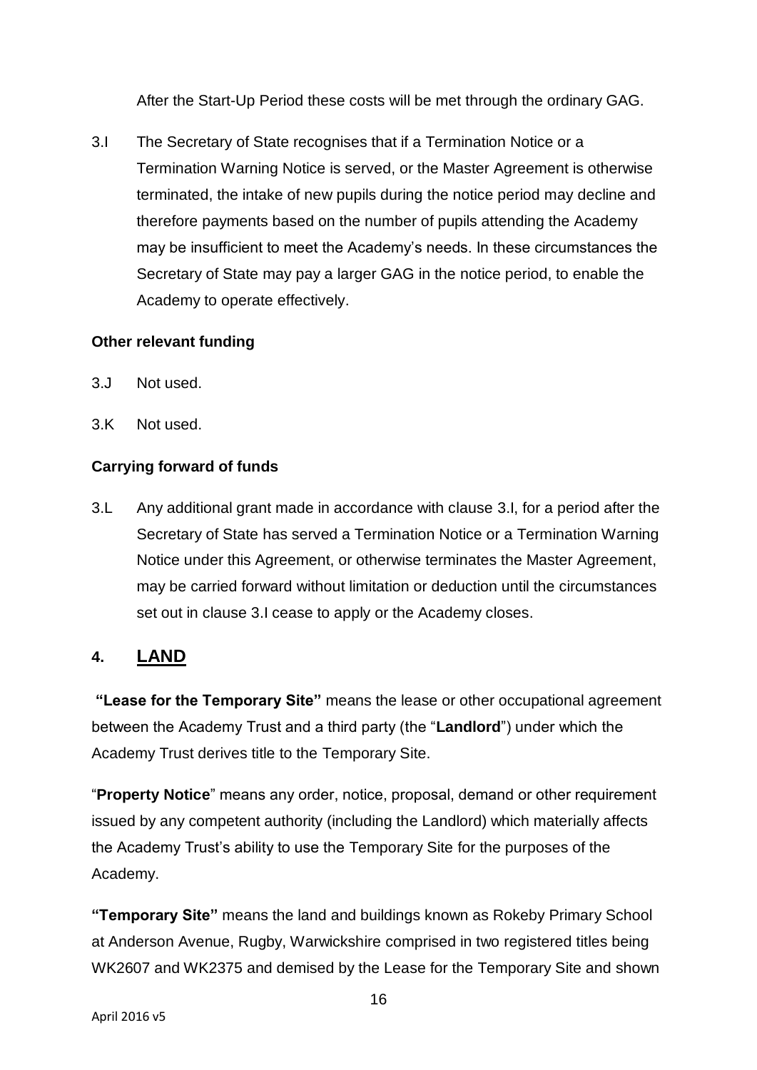After the Start-Up Period these costs will be met through the ordinary GAG.

3.I The Secretary of State recognises that if a Termination Notice or a Termination Warning Notice is served, or the Master Agreement is otherwise terminated, the intake of new pupils during the notice period may decline and therefore payments based on the number of pupils attending the Academy may be insufficient to meet the Academy's needs. In these circumstances the Secretary of State may pay a larger GAG in the notice period, to enable the Academy to operate effectively.

**Other relevant funding**

3.J Not used.

3.K Not used.

**Carrying forward of funds**

3.L Any additional grant made in accordance with clause 3.I, for a period after the Secretary of State has served a Termination Notice or a Termination Warning Notice under this Agreement, or otherwise terminates the Master Agreement, may be carried forward without limitation or deduction until the circumstances set out in clause 3.I cease to apply or the Academy closes.

## 4. LAND

**"Lease for the Temporary Site"** means the lease or other occupational agreement between the Academy Trust and a third party (the "**Landlord**") under which the Academy Trust derives title to the Temporary Site.

"**Property Notice**" means any order, notice, proposal, demand or other requirement issued by any competent authority (including the Landlord) which materially affects the Academy Trust's ability to use the Temporary Site for the purposes of the Academy.

**"Temporary Site"** means the land and buildings known as Rokeby Primary School at Anderson Avenue, Rugby, Warwickshire comprised in two registered titles being WK2607 and WK2375 and demised by the Lease for the Temporary Site and shown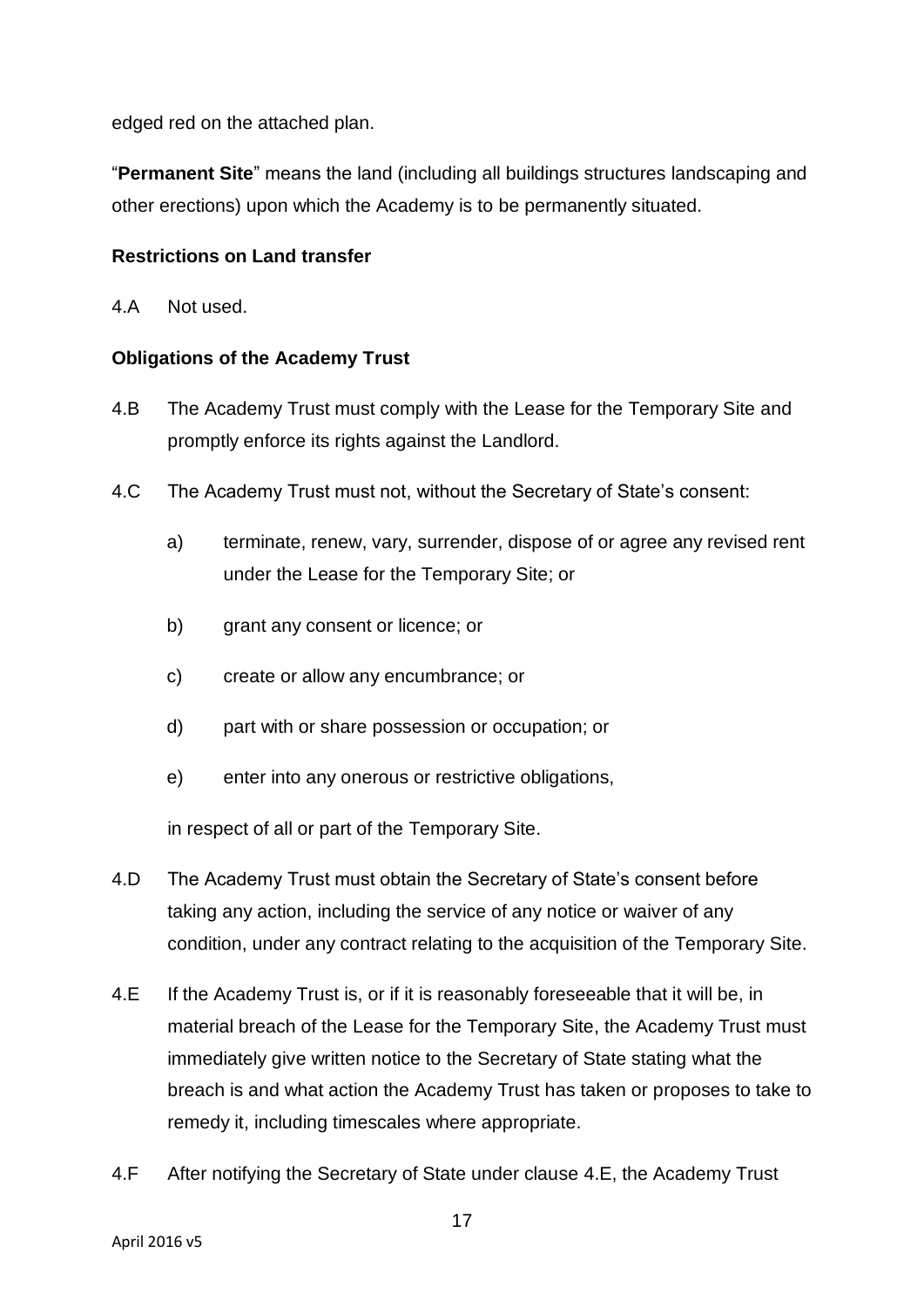edged red on the attached plan.

"**Permanent Site**" means the land (including all buildings structures landscaping and other erections) upon which the Academy is to be permanently situated.

**Restrictions on Land transfer**

4.A Not used.

**Obligations of the Academy Trust**

4.B The Academy Trust must comply with the Lease for the Temporary Site and promptly enforce its rights against the Landlord.

4.C The Academy Trust must not, without the Secretary of State's consent:

a) terminate, renew, vary, surrender, dispose of or agree any revised rent under the Lease for the Temporary Site; or

b) grant any consent or licence; or

c) create or allow any encumbrance; or

d) part with or share possession or occupation; or

e) enter into any onerous or restrictive obligations,

in respect of all or part of the Temporary Site.

4.D The Academy Trust must obtain the Secretary of State's consent before taking any action, including the service of any notice or waiver of any condition, under any contract relating to the acquisition of the Temporary Site.

4.E If the Academy Trust is, or if it is reasonably foreseeable that it will be, in material breach of the Lease for the Temporary Site, the Academy Trust must immediately give written notice to the Secretary of State stating what the breach is and what action the Academy Trust has taken or proposes to take to remedy it, including timescales where appropriate.

4.F After notifying the Secretary of State under clause 4.E, the Academy Trust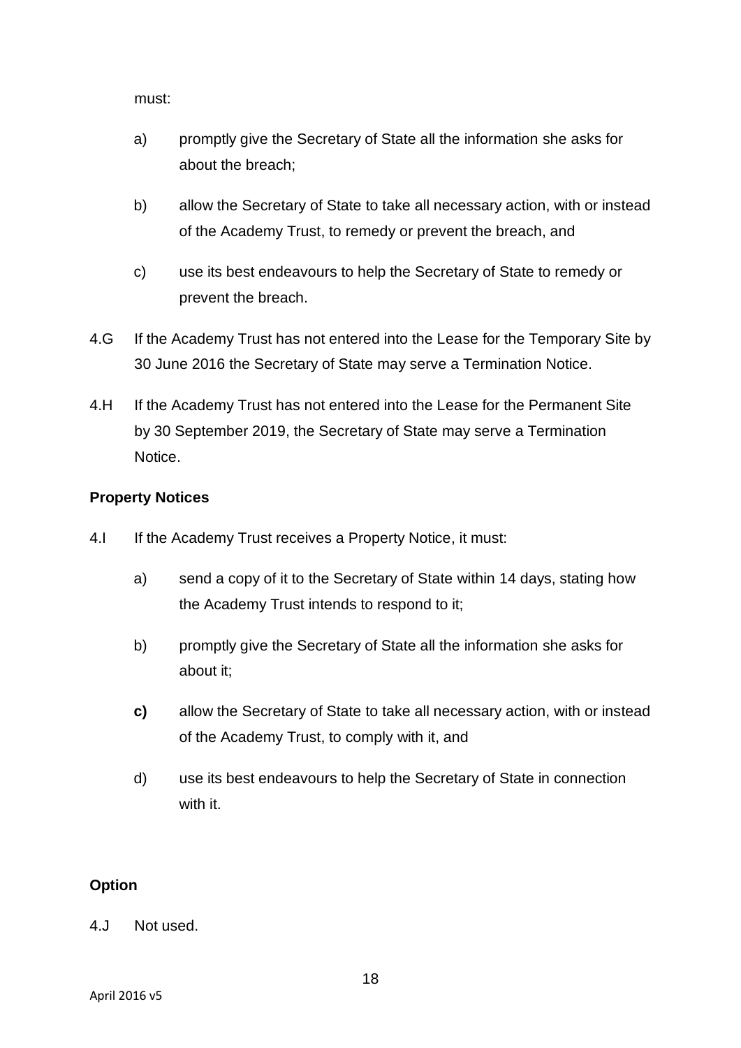must:

a) promptly give the Secretary of State all the information she asks for about the breach;

b) allow the Secretary of State to take all necessary action, with or instead of the Academy Trust, to remedy or prevent the breach, and

c) use its best endeavours to help the Secretary of State to remedy or prevent the breach.

4.G If the Academy Trust has not entered into the Lease for the Temporary Site by 30 June 2016 the Secretary of State may serve a Termination Notice.

4.H If the Academy Trust has not entered into the Lease for the Permanent Site by 30 September 2019, the Secretary of State may serve a Termination Notice.

**Property Notices**

4.I If the Academy Trust receives a Property Notice, it must:

a) send a copy of it to the Secretary of State within 14 days, stating how the Academy Trust intends to respond to it;

b) promptly give the Secretary of State all the information she asks for about it;

**c)** allow the Secretary of State to take all necessary action, with or instead of the Academy Trust, to comply with it, and

d) use its best endeavours to help the Secretary of State in connection with it.

**Option**

4.J Not used.

April 2016 v5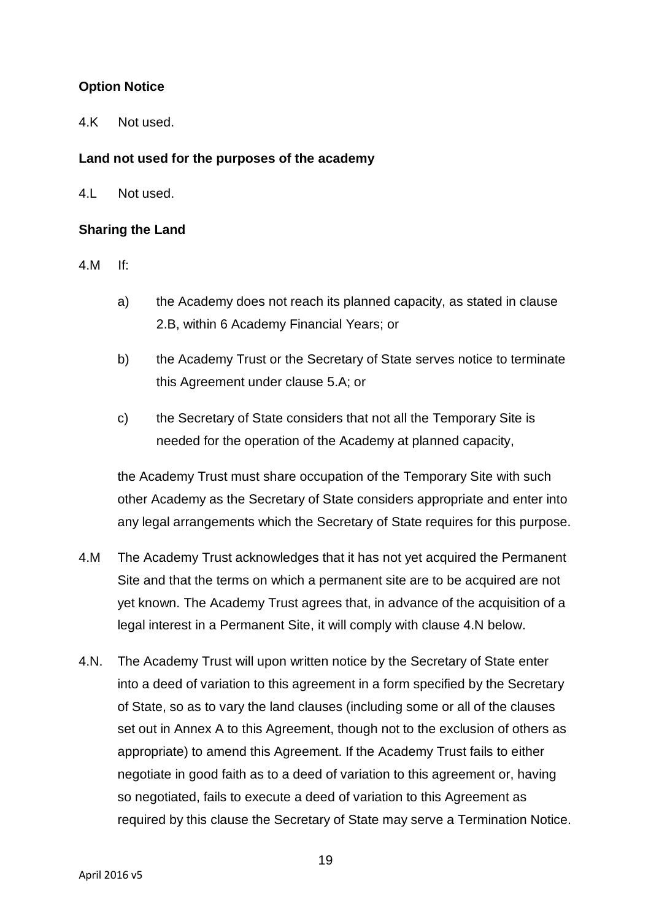**Option Notice**

4.K Not used.

**Land not used for the purposes of the academy**

4.L Not used.

**Sharing the Land**

4.M If:

a) the Academy does not reach its planned capacity, as stated in clause 2.B, within 6 Academy Financial Years; or

b) the Academy Trust or the Secretary of State serves notice to terminate this Agreement under clause 5.A; or

c) the Secretary of State considers that not all the Temporary Site is needed for the operation of the Academy at planned capacity,

the Academy Trust must share occupation of the Temporary Site with such other Academy as the Secretary of State considers appropriate and enter into any legal arrangements which the Secretary of State requires for this purpose.

4.M The Academy Trust acknowledges that it has not yet acquired the Permanent Site and that the terms on which a permanent site are to be acquired are not yet known. The Academy Trust agrees that, in advance of the acquisition of a legal interest in a Permanent Site, it will comply with clause 4.N below.

4.N. The Academy Trust will upon written notice by the Secretary of State enter into a deed of variation to this agreement in a form specified by the Secretary of State, so as to vary the land clauses (including some or all of the clauses set out in Annex A to this Agreement, though not to the exclusion of others as appropriate) to amend this Agreement. If the Academy Trust fails to either negotiate in good faith as to a deed of variation to this agreement or, having so negotiated, fails to execute a deed of variation to this Agreement as required by this clause the Secretary of State may serve a Termination Notice.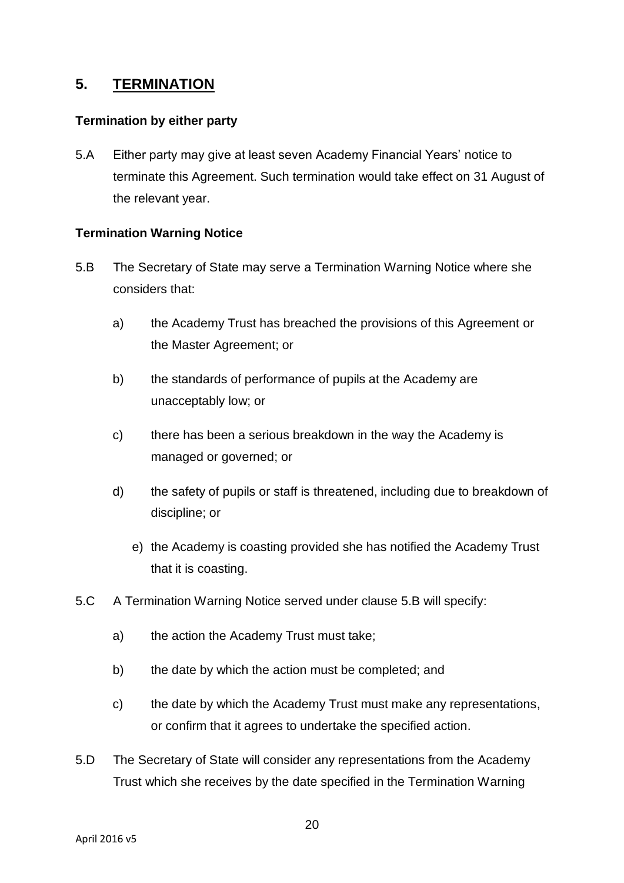## 5. TERMINATION

**Termination by either party**

5.A Either party may give at least seven Academy Financial Years' notice to terminate this Agreement. Such termination would take effect on 31 August of the relevant year.

**Termination Warning Notice**

5.B The Secretary of State may serve a Termination Warning Notice where she considers that:

a) the Academy Trust has breached the provisions of this Agreement or the Master Agreement; or

b) the standards of performance of pupils at the Academy are unacceptably low; or

c) there has been a serious breakdown in the way the Academy is managed or governed; or

d) the safety of pupils or staff is threatened, including due to breakdown of discipline; or

e) the Academy is coasting provided she has notified the Academy Trust that it is coasting.

5.C A Termination Warning Notice served under clause 5.B will specify:

a) the action the Academy Trust must take;

b) the date by which the action must be completed; and

c) the date by which the Academy Trust must make any representations, or confirm that it agrees to undertake the specified action.

5.D The Secretary of State will consider any representations from the Academy Trust which she receives by the date specified in the Termination Warning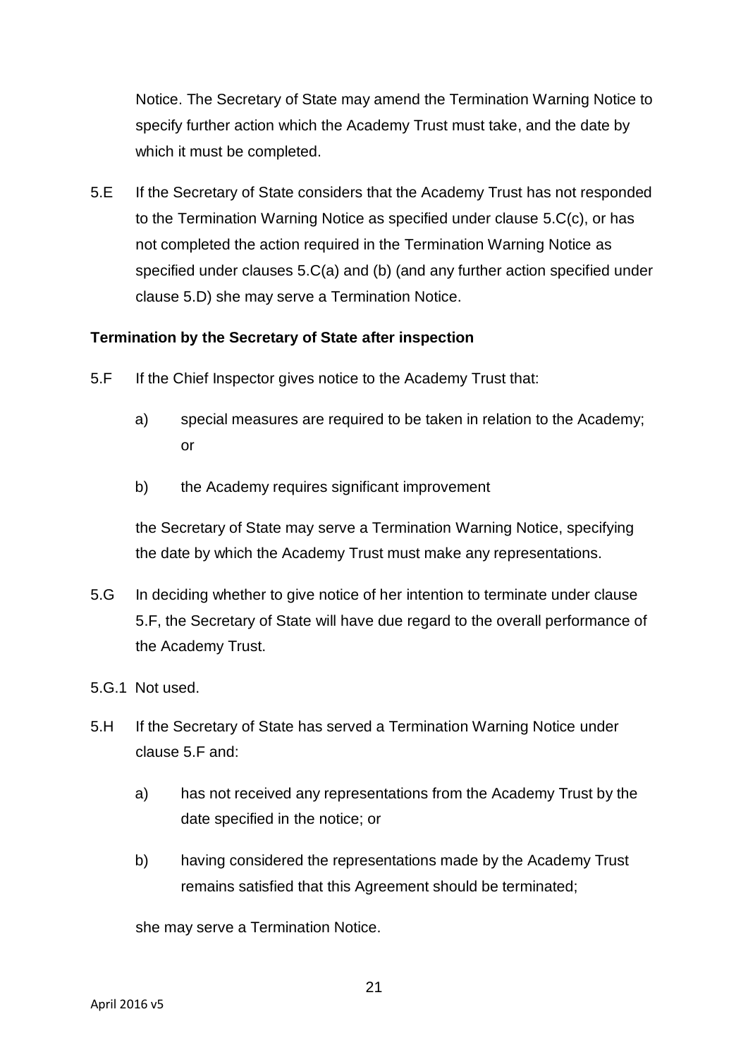Notice. The Secretary of State may amend the Termination Warning Notice to specify further action which the Academy Trust must take, and the date by which it must be completed.

5.E If the Secretary of State considers that the Academy Trust has not responded to the Termination Warning Notice as specified under clause 5.C(c), or has not completed the action required in the Termination Warning Notice as specified under clauses 5.C(a) and (b) (and any further action specified under clause 5.D) she may serve a Termination Notice.

**Termination by the Secretary of State after inspection**

5.F If the Chief Inspector gives notice to the Academy Trust that:

a) special measures are required to be taken in relation to the Academy; or

b) the Academy requires significant improvement

the Secretary of State may serve a Termination Warning Notice, specifying the date by which the Academy Trust must make any representations.

5.G In deciding whether to give notice of her intention to terminate under clause 5.F, the Secretary of State will have due regard to the overall performance of the Academy Trust.

5.G.1 Not used.

5.H If the Secretary of State has served a Termination Warning Notice under clause 5.F and:

a) has not received any representations from the Academy Trust by the date specified in the notice; or

b) having considered the representations made by the Academy Trust remains satisfied that this Agreement should be terminated;

she may serve a Termination Notice.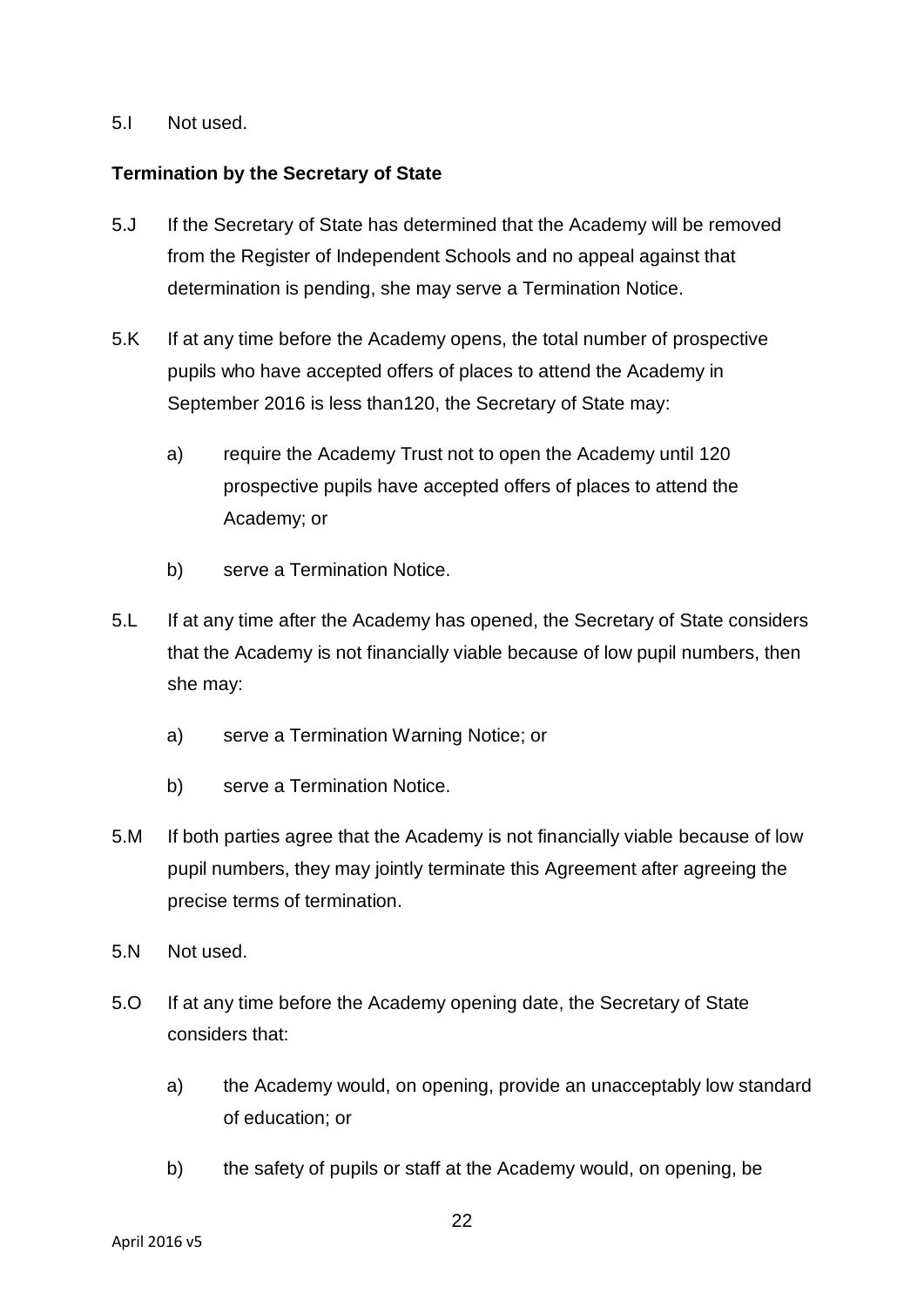5.I Not used.

**Termination by the Secretary of State**

5.J If the Secretary of State has determined that the Academy will be removed from the Register of Independent Schools and no appeal against that determination is pending, she may serve a Termination Notice.

5.K If at any time before the Academy opens, the total number of prospective pupils who have accepted offers of places to attend the Academy in September 2016 is less than120, the Secretary of State may:

a) require the Academy Trust not to open the Academy until 120 prospective pupils have accepted offers of places to attend the Academy; or

b) serve a Termination Notice.

5.L If at any time after the Academy has opened, the Secretary of State considers that the Academy is not financially viable because of low pupil numbers, then she may:

a) serve a Termination Warning Notice; or

b) serve a Termination Notice.

5.M If both parties agree that the Academy is not financially viable because of low pupil numbers, they may jointly terminate this Agreement after agreeing the precise terms of termination.

5.N Not used.

5.O If at any time before the Academy opening date, the Secretary of State considers that:

a) the Academy would, on opening, provide an unacceptably low standard of education; or

b) the safety of pupils or staff at the Academy would, on opening, be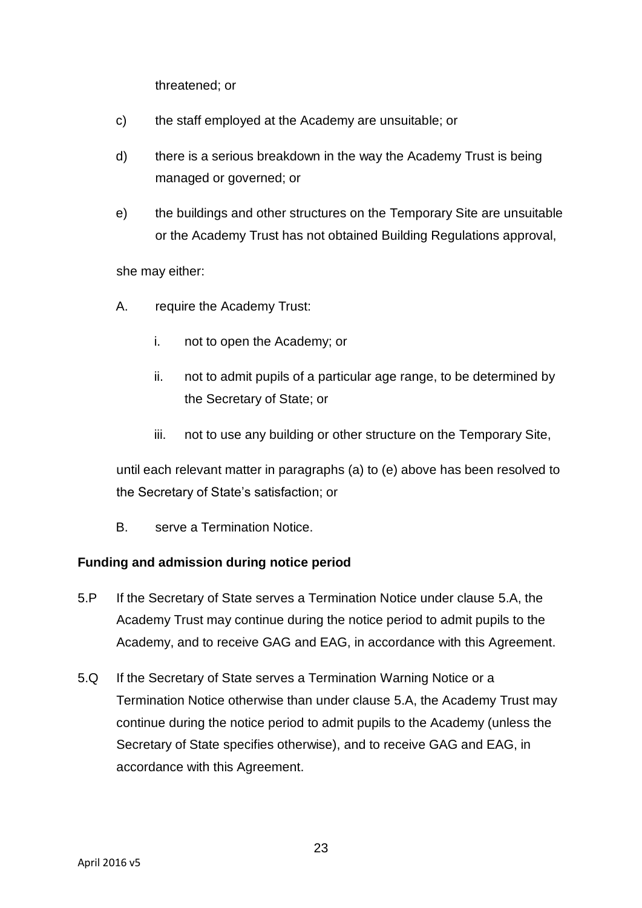threatened; or

c) the staff employed at the Academy are unsuitable; or

d) there is a serious breakdown in the way the Academy Trust is being managed or governed; or

e) the buildings and other structures on the Temporary Site are unsuitable or the Academy Trust has not obtained Building Regulations approval,

she may either:

A. require the Academy Trust:

   i. not to open the Academy; or

   ii. not to admit pupils of a particular age range, to be determined by the Secretary of State; or

   iii. not to use any building or other structure on the Temporary Site,

until each relevant matter in paragraphs (a) to (e) above has been resolved to the Secretary of State's satisfaction; or

B. serve a Termination Notice.

**Funding and admission during notice period**

5.P If the Secretary of State serves a Termination Notice under clause 5.A, the Academy Trust may continue during the notice period to admit pupils to the Academy, and to receive GAG and EAG, in accordance with this Agreement.

5.Q If the Secretary of State serves a Termination Warning Notice or a Termination Notice otherwise than under clause 5.A, the Academy Trust may continue during the notice period to admit pupils to the Academy (unless the Secretary of State specifies otherwise), and to receive GAG and EAG, in accordance with this Agreement.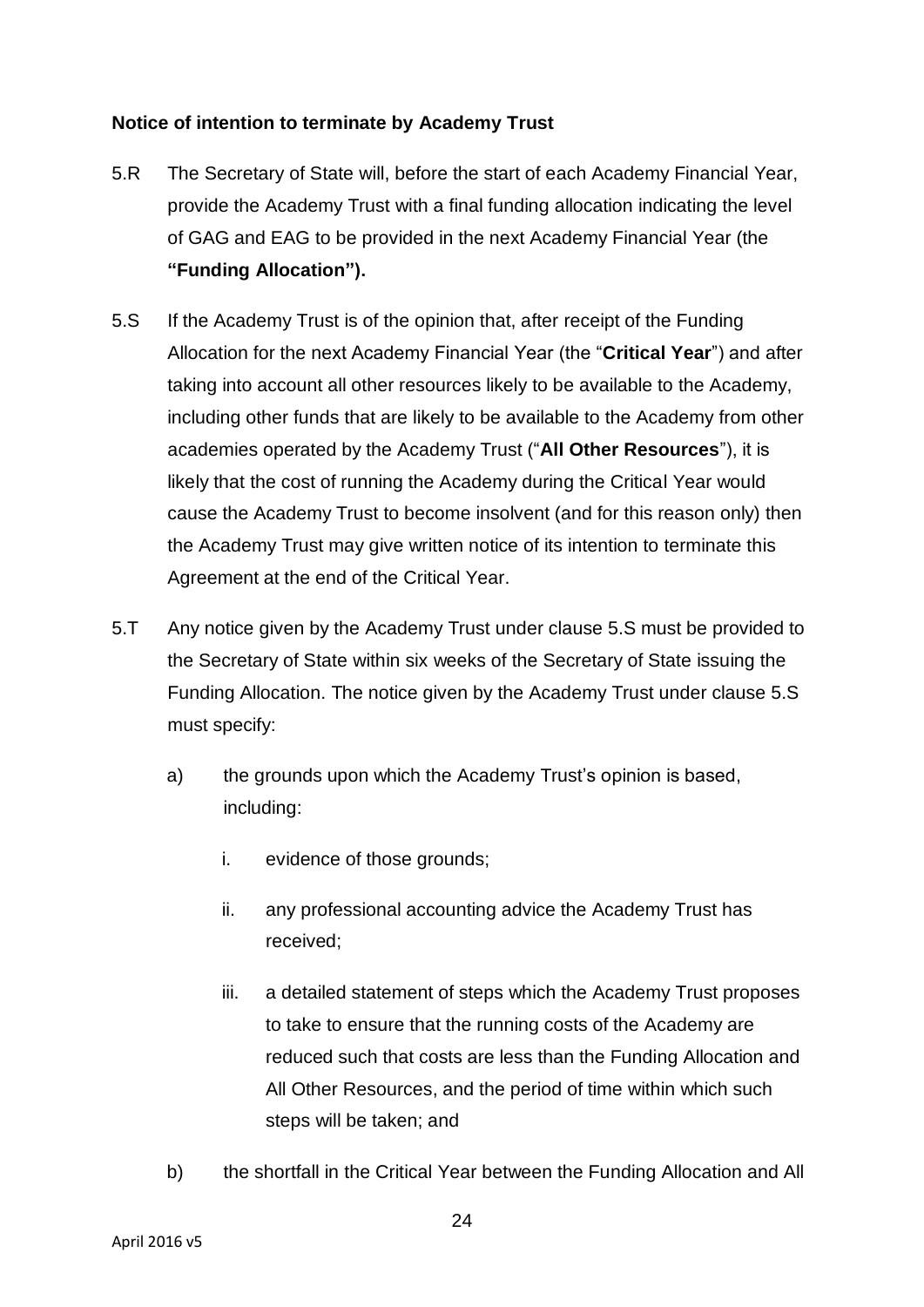**Notice of intention to terminate by Academy Trust**

5.R The Secretary of State will, before the start of each Academy Financial Year, provide the Academy Trust with a final funding allocation indicating the level of GAG and EAG to be provided in the next Academy Financial Year (the **"Funding Allocation").**

5.S If the Academy Trust is of the opinion that, after receipt of the Funding Allocation for the next Academy Financial Year (the "**Critical Year**") and after taking into account all other resources likely to be available to the Academy, including other funds that are likely to be available to the Academy from other academies operated by the Academy Trust ("**All Other Resources**"), it is likely that the cost of running the Academy during the Critical Year would cause the Academy Trust to become insolvent (and for this reason only) then the Academy Trust may give written notice of its intention to terminate this Agreement at the end of the Critical Year.

5.T Any notice given by the Academy Trust under clause 5.S must be provided to the Secretary of State within six weeks of the Secretary of State issuing the Funding Allocation. The notice given by the Academy Trust under clause 5.S must specify:

a) the grounds upon which the Academy Trust's opinion is based, including:

   i. evidence of those grounds;

   ii. any professional accounting advice the Academy Trust has received;

   iii. a detailed statement of steps which the Academy Trust proposes to take to ensure that the running costs of the Academy are reduced such that costs are less than the Funding Allocation and All Other Resources, and the period of time within which such steps will be taken; and

b) the shortfall in the Critical Year between the Funding Allocation and All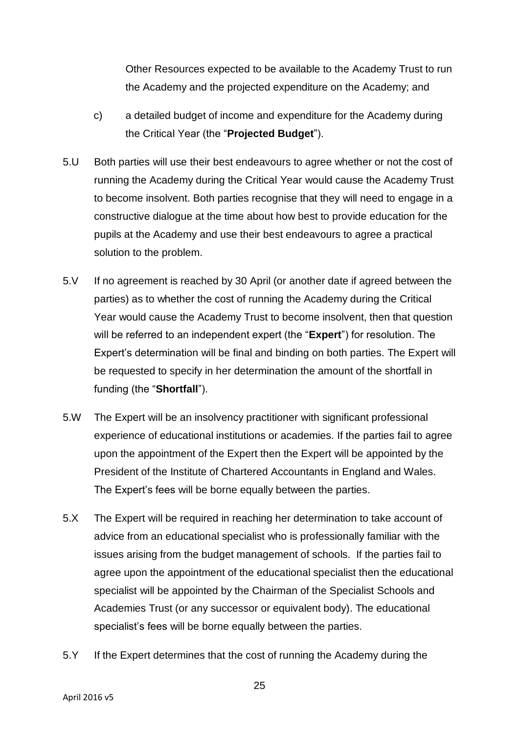Other Resources expected to be available to the Academy Trust to run the Academy and the projected expenditure on the Academy; and

c) a detailed budget of income and expenditure for the Academy during the Critical Year (the "**Projected Budget**").

5.U Both parties will use their best endeavours to agree whether or not the cost of running the Academy during the Critical Year would cause the Academy Trust to become insolvent. Both parties recognise that they will need to engage in a constructive dialogue at the time about how best to provide education for the pupils at the Academy and use their best endeavours to agree a practical solution to the problem.

5.V If no agreement is reached by 30 April (or another date if agreed between the parties) as to whether the cost of running the Academy during the Critical Year would cause the Academy Trust to become insolvent, then that question will be referred to an independent expert (the "**Expert**") for resolution. The Expert's determination will be final and binding on both parties. The Expert will be requested to specify in her determination the amount of the shortfall in funding (the "**Shortfall**").

5.W The Expert will be an insolvency practitioner with significant professional experience of educational institutions or academies. If the parties fail to agree upon the appointment of the Expert then the Expert will be appointed by the President of the Institute of Chartered Accountants in England and Wales. The Expert's fees will be borne equally between the parties.

5.X The Expert will be required in reaching her determination to take account of advice from an educational specialist who is professionally familiar with the issues arising from the budget management of schools. If the parties fail to agree upon the appointment of the educational specialist then the educational specialist will be appointed by the Chairman of the Specialist Schools and Academies Trust (or any successor or equivalent body). The educational specialist's fees will be borne equally between the parties.

5.Y If the Expert determines that the cost of running the Academy during the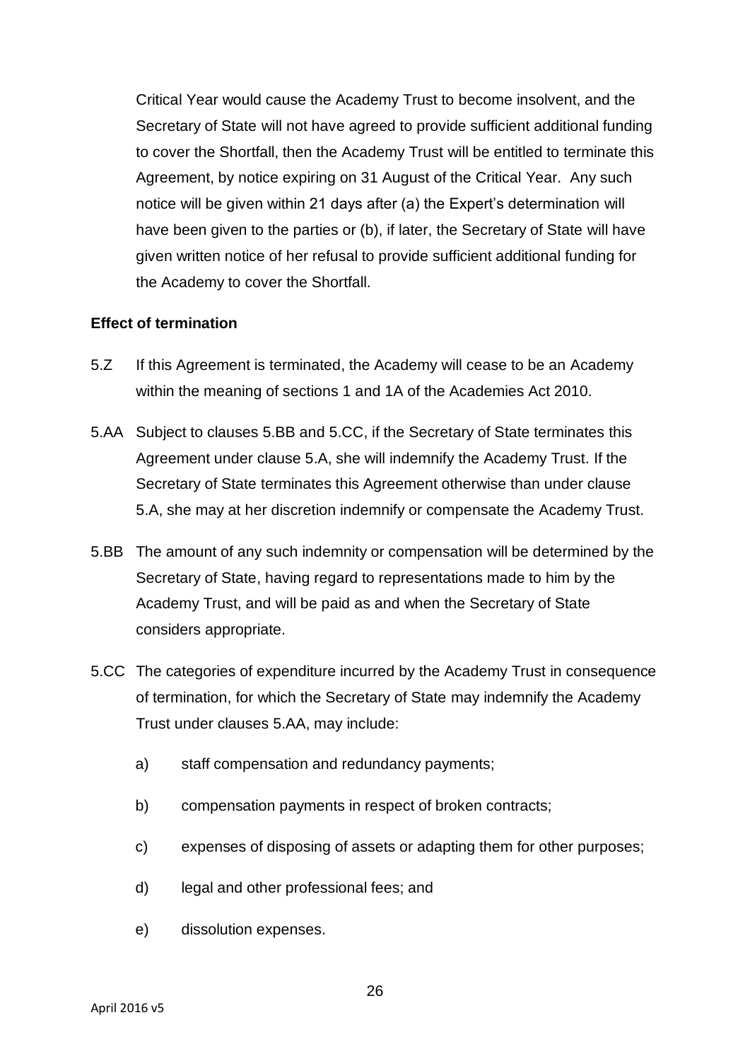Critical Year would cause the Academy Trust to become insolvent, and the Secretary of State will not have agreed to provide sufficient additional funding to cover the Shortfall, then the Academy Trust will be entitled to terminate this Agreement, by notice expiring on 31 August of the Critical Year. Any such notice will be given within 21 days after (a) the Expert's determination will have been given to the parties or (b), if later, the Secretary of State will have given written notice of her refusal to provide sufficient additional funding for the Academy to cover the Shortfall.

**Effect of termination**

5.Z If this Agreement is terminated, the Academy will cease to be an Academy within the meaning of sections 1 and 1A of the Academies Act 2010.

5.AA Subject to clauses 5.BB and 5.CC, if the Secretary of State terminates this Agreement under clause 5.A, she will indemnify the Academy Trust. If the Secretary of State terminates this Agreement otherwise than under clause 5.A, she may at her discretion indemnify or compensate the Academy Trust.

5.BB The amount of any such indemnity or compensation will be determined by the Secretary of State, having regard to representations made to him by the Academy Trust, and will be paid as and when the Secretary of State considers appropriate.

5.CC The categories of expenditure incurred by the Academy Trust in consequence of termination, for which the Secretary of State may indemnify the Academy Trust under clauses 5.AA, may include:

a) staff compensation and redundancy payments;

b) compensation payments in respect of broken contracts;

c) expenses of disposing of assets or adapting them for other purposes;

d) legal and other professional fees; and

e) dissolution expenses.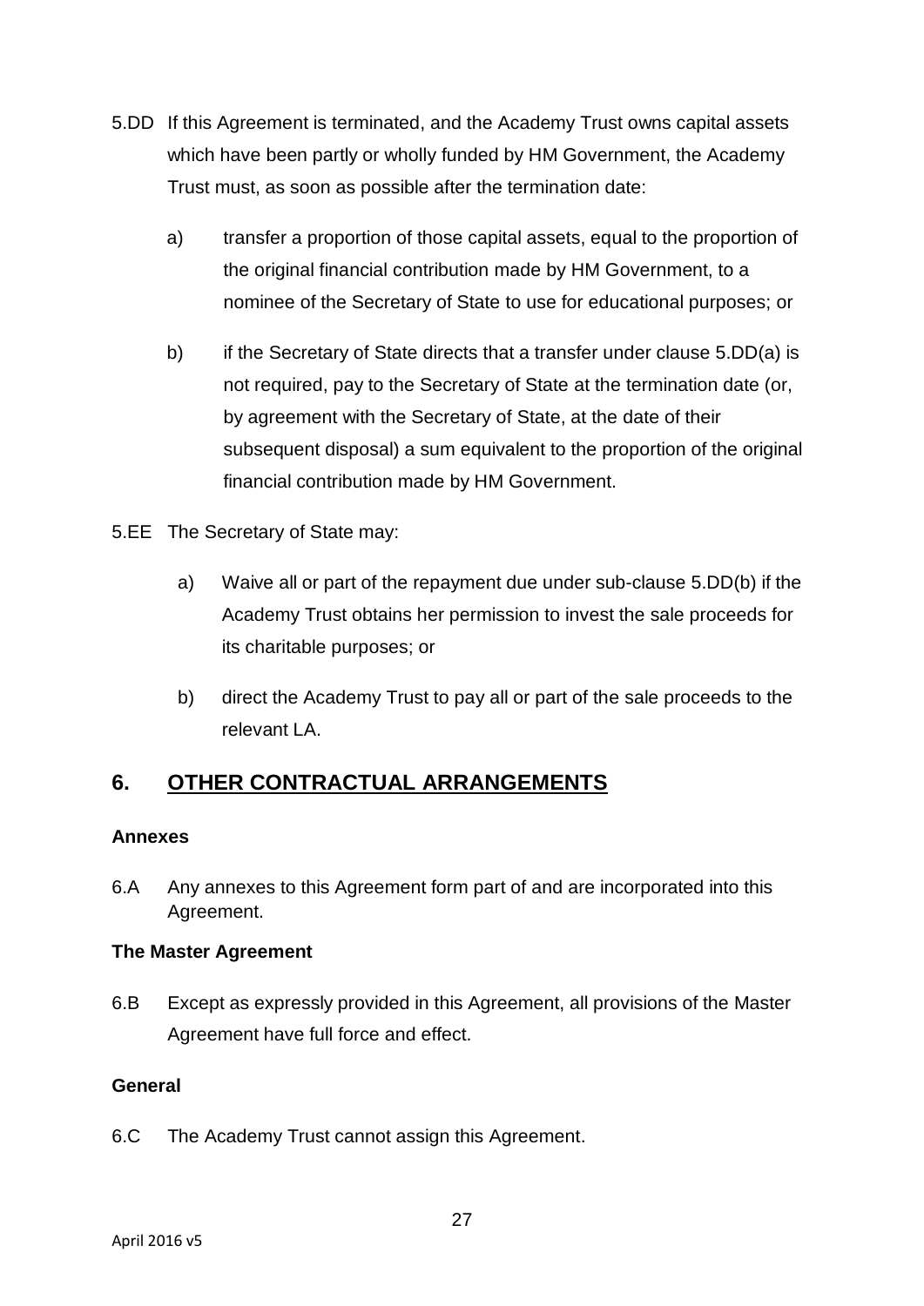5.DD If this Agreement is terminated, and the Academy Trust owns capital assets which have been partly or wholly funded by HM Government, the Academy Trust must, as soon as possible after the termination date:

a) transfer a proportion of those capital assets, equal to the proportion of the original financial contribution made by HM Government, to a nominee of the Secretary of State to use for educational purposes; or

b) if the Secretary of State directs that a transfer under clause 5.DD(a) is not required, pay to the Secretary of State at the termination date (or, by agreement with the Secretary of State, at the date of their subsequent disposal) a sum equivalent to the proportion of the original financial contribution made by HM Government.

5.EE The Secretary of State may:

a) Waive all or part of the repayment due under sub-clause 5.DD(b) if the Academy Trust obtains her permission to invest the sale proceeds for its charitable purposes; or

b) direct the Academy Trust to pay all or part of the sale proceeds to the relevant LA.

## 6. OTHER CONTRACTUAL ARRANGEMENTS

**Annexes**

6.A Any annexes to this Agreement form part of and are incorporated into this Agreement.

**The Master Agreement**

6.B Except as expressly provided in this Agreement, all provisions of the Master Agreement have full force and effect.

**General**

6.C The Academy Trust cannot assign this Agreement.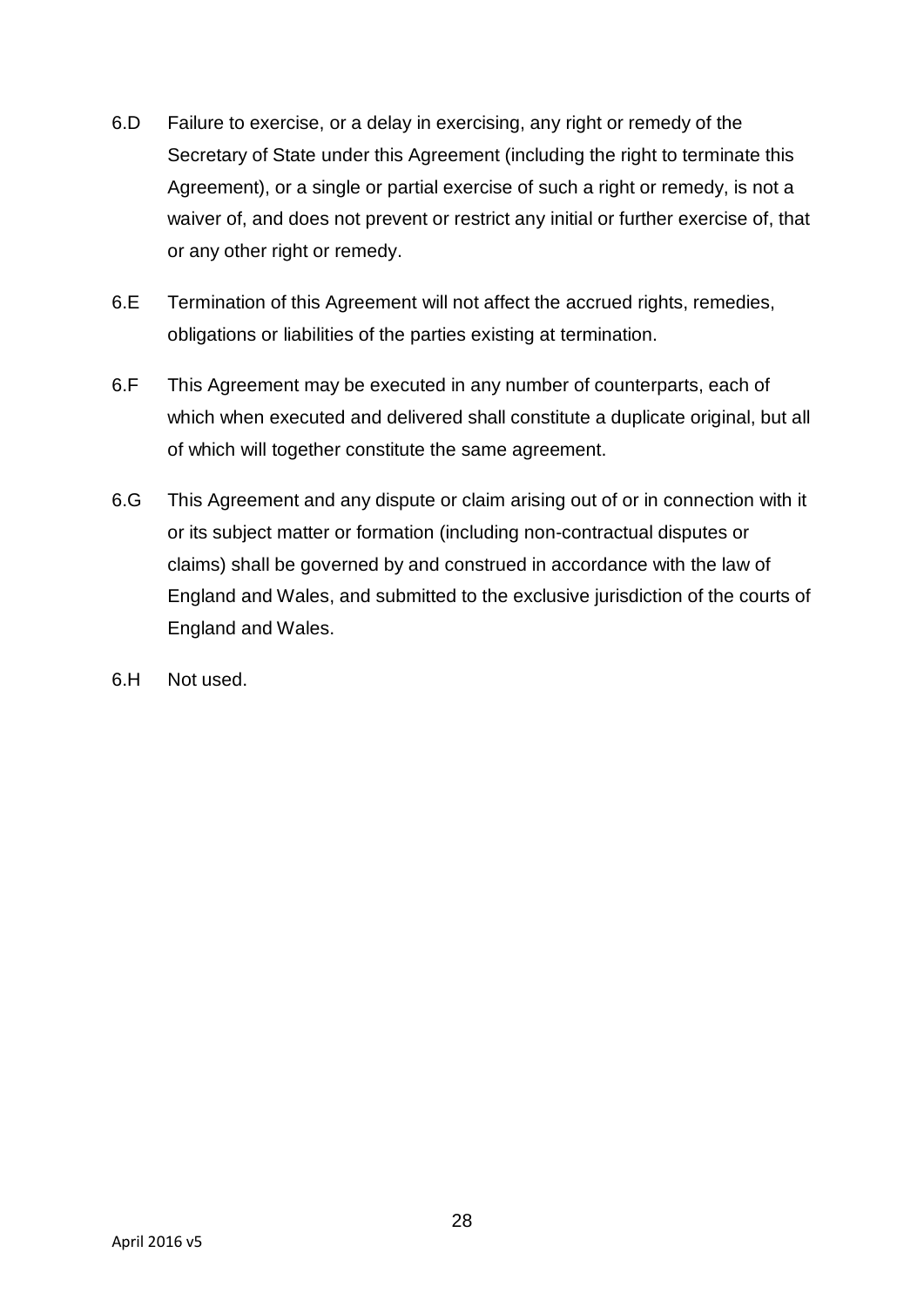6.D Failure to exercise, or a delay in exercising, any right or remedy of the Secretary of State under this Agreement (including the right to terminate this Agreement), or a single or partial exercise of such a right or remedy, is not a waiver of, and does not prevent or restrict any initial or further exercise of, that or any other right or remedy.

6.E Termination of this Agreement will not affect the accrued rights, remedies, obligations or liabilities of the parties existing at termination.

6.F This Agreement may be executed in any number of counterparts, each of which when executed and delivered shall constitute a duplicate original, but all of which will together constitute the same agreement.

6.G This Agreement and any dispute or claim arising out of or in connection with it or its subject matter or formation (including non-contractual disputes or claims) shall be governed by and construed in accordance with the law of England and Wales, and submitted to the exclusive jurisdiction of the courts of England and Wales.

6.H Not used.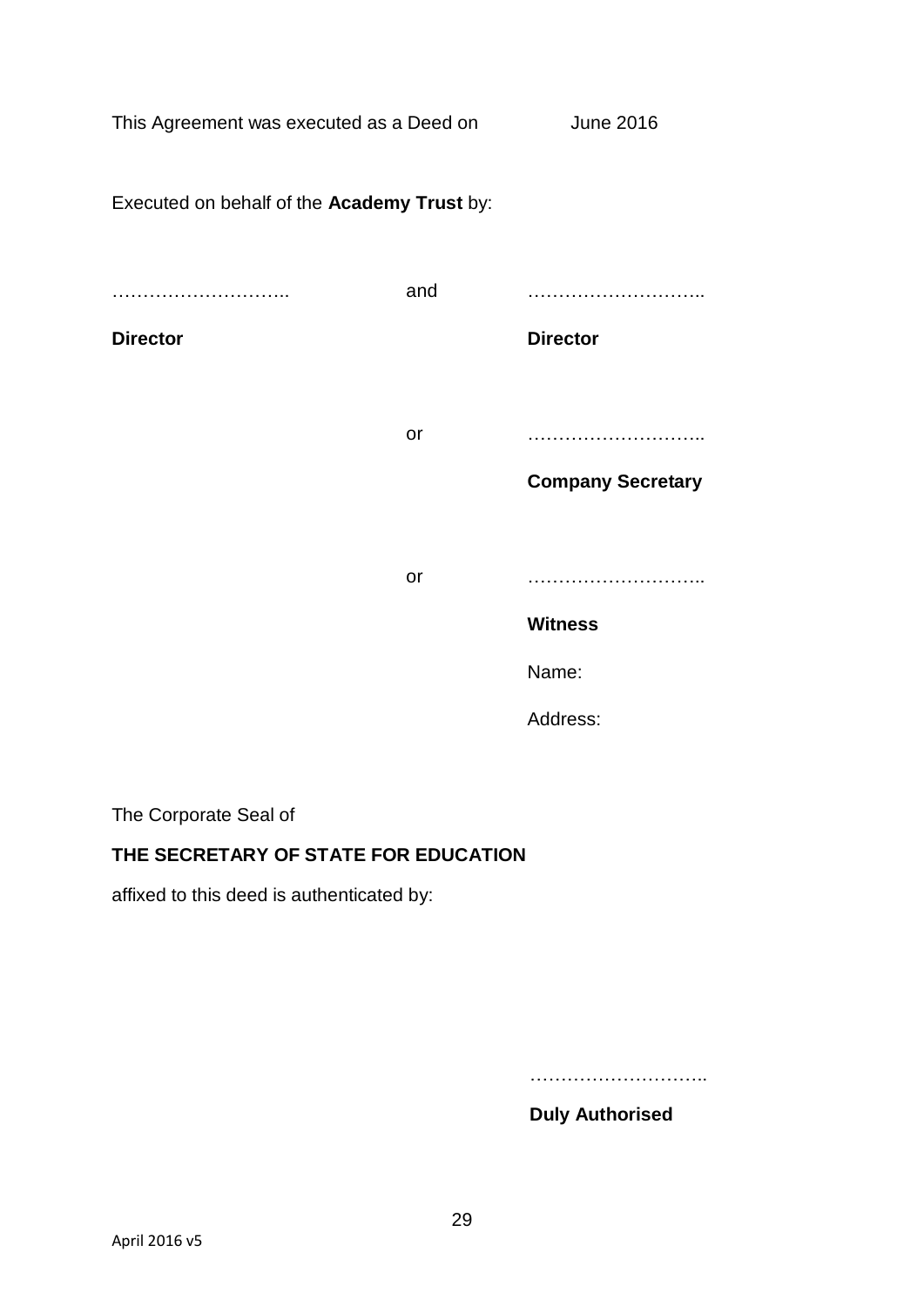This Agreement was executed as a Deed on June 2016

Executed on behalf of the **Academy Trust** by:

……………………….. and ………………………..

**Director** **Director**

or ………………………..

**Company Secretary**

or ………………………..

**Witness**

Name:

Address:

The Corporate Seal of

**THE SECRETARY OF STATE FOR EDUCATION**

affixed to this deed is authenticated by:

………………………..

**Duly Authorised**

April 2016 v5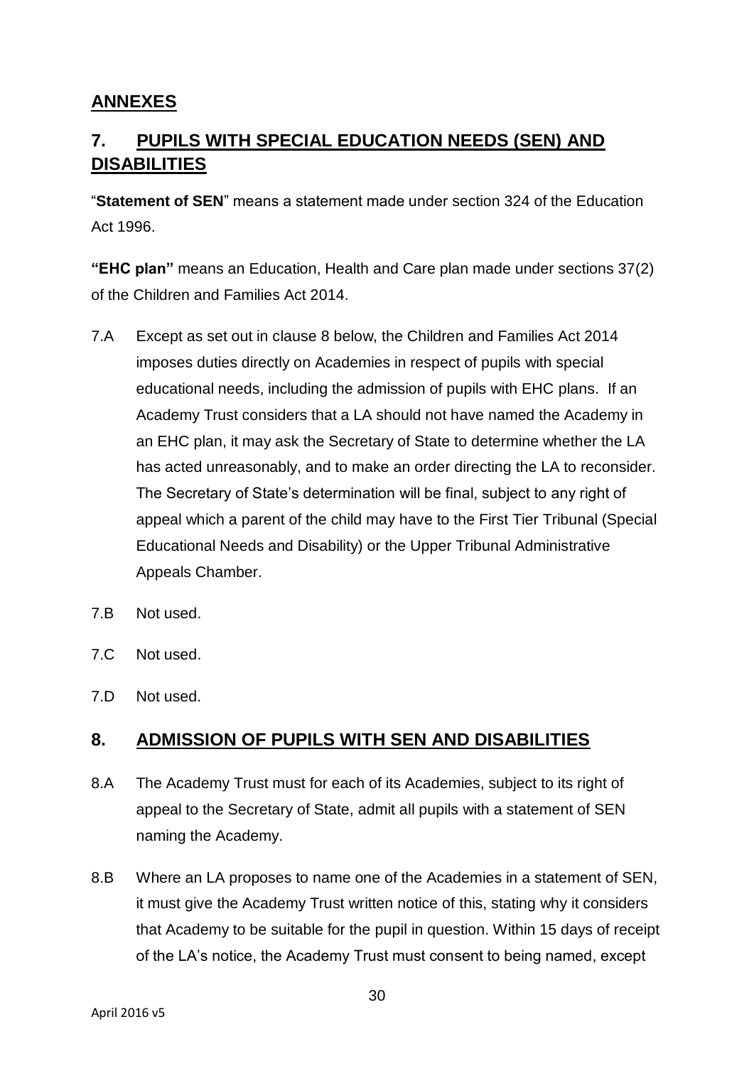## ANNEXES

## 7. PUPILS WITH SPECIAL EDUCATION NEEDS (SEN) AND DISABILITIES

"**Statement of SEN**" means a statement made under section 324 of the Education Act 1996.

**"EHC plan"** means an Education, Health and Care plan made under sections 37(2) of the Children and Families Act 2014.

7.A Except as set out in clause 8 below, the Children and Families Act 2014 imposes duties directly on Academies in respect of pupils with special educational needs, including the admission of pupils with EHC plans. If an Academy Trust considers that a LA should not have named the Academy in an EHC plan, it may ask the Secretary of State to determine whether the LA has acted unreasonably, and to make an order directing the LA to reconsider. The Secretary of State's determination will be final, subject to any right of appeal which a parent of the child may have to the First Tier Tribunal (Special Educational Needs and Disability) or the Upper Tribunal Administrative Appeals Chamber.

7.B Not used.

7.C Not used.

7.D Not used.

## 8. ADMISSION OF PUPILS WITH SEN AND DISABILITIES

8.A The Academy Trust must for each of its Academies, subject to its right of appeal to the Secretary of State, admit all pupils with a statement of SEN naming the Academy.

8.B Where an LA proposes to name one of the Academies in a statement of SEN, it must give the Academy Trust written notice of this, stating why it considers that Academy to be suitable for the pupil in question. Within 15 days of receipt of the LA's notice, the Academy Trust must consent to being named, except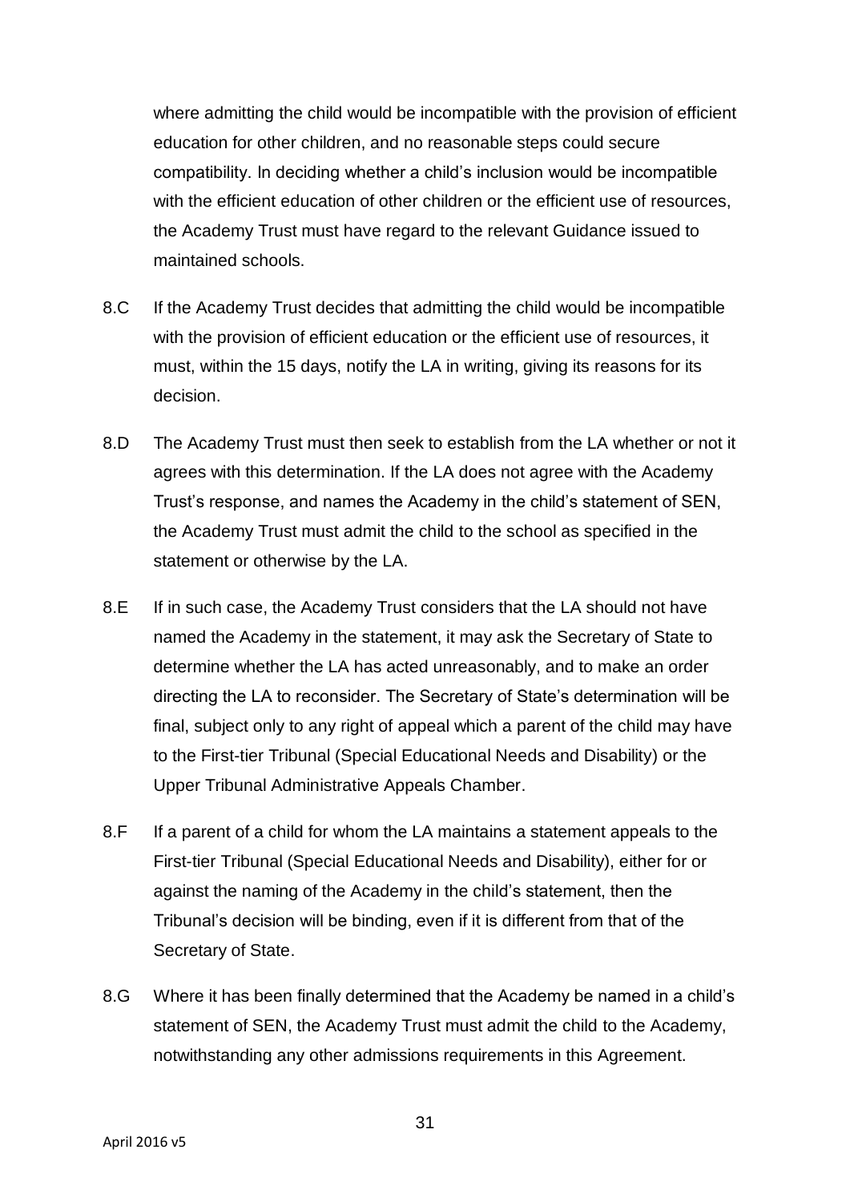where admitting the child would be incompatible with the provision of efficient education for other children, and no reasonable steps could secure compatibility. In deciding whether a child's inclusion would be incompatible with the efficient education of other children or the efficient use of resources, the Academy Trust must have regard to the relevant Guidance issued to maintained schools.

8.C If the Academy Trust decides that admitting the child would be incompatible with the provision of efficient education or the efficient use of resources, it must, within the 15 days, notify the LA in writing, giving its reasons for its decision.

8.D The Academy Trust must then seek to establish from the LA whether or not it agrees with this determination. If the LA does not agree with the Academy Trust's response, and names the Academy in the child's statement of SEN, the Academy Trust must admit the child to the school as specified in the statement or otherwise by the LA.

8.E If in such case, the Academy Trust considers that the LA should not have named the Academy in the statement, it may ask the Secretary of State to determine whether the LA has acted unreasonably, and to make an order directing the LA to reconsider. The Secretary of State's determination will be final, subject only to any right of appeal which a parent of the child may have to the First-tier Tribunal (Special Educational Needs and Disability) or the Upper Tribunal Administrative Appeals Chamber.

8.F If a parent of a child for whom the LA maintains a statement appeals to the First-tier Tribunal (Special Educational Needs and Disability), either for or against the naming of the Academy in the child's statement, then the Tribunal's decision will be binding, even if it is different from that of the Secretary of State.

8.G Where it has been finally determined that the Academy be named in a child's statement of SEN, the Academy Trust must admit the child to the Academy, notwithstanding any other admissions requirements in this Agreement.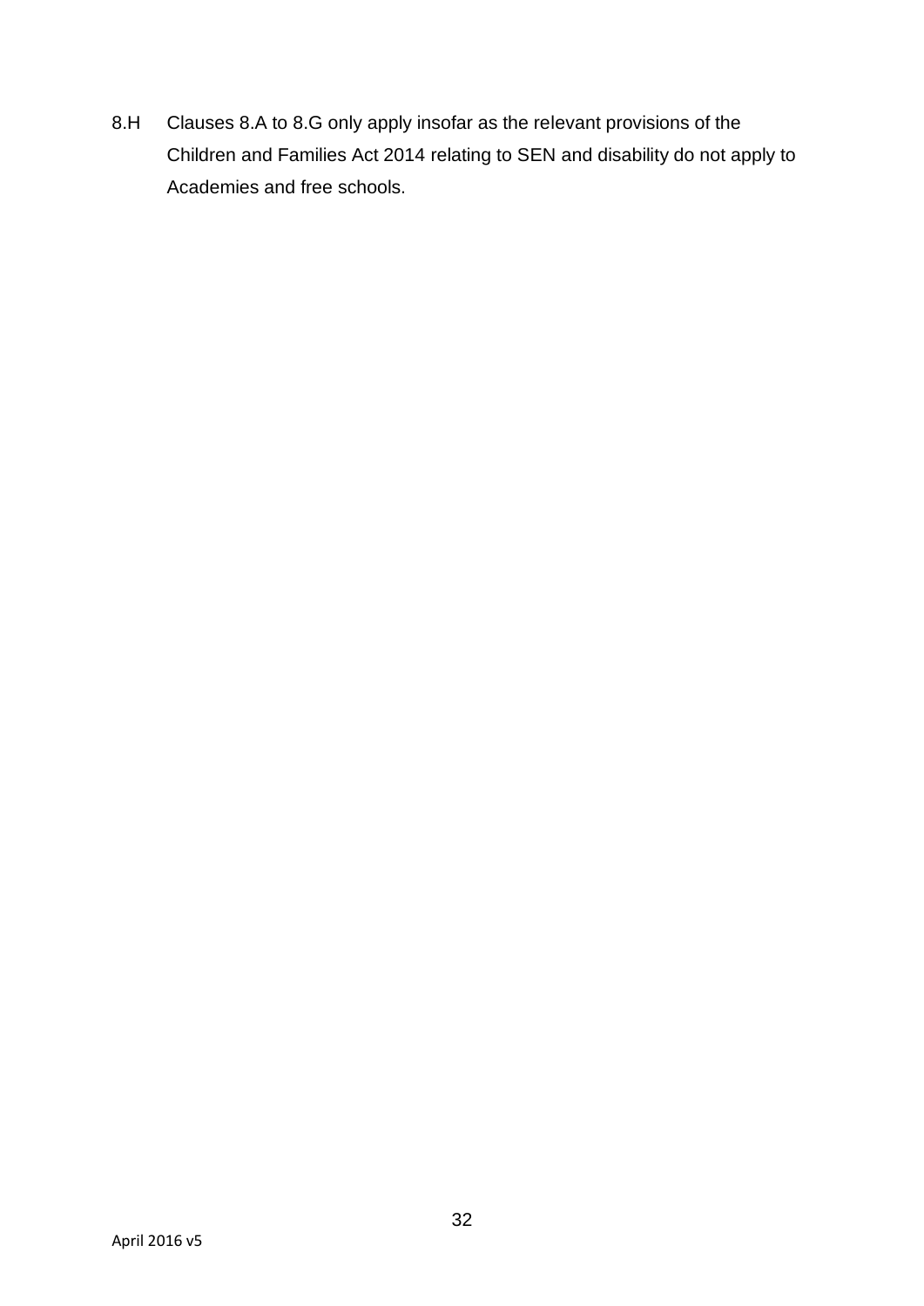8.H Clauses 8.A to 8.G only apply insofar as the relevant provisions of the Children and Families Act 2014 relating to SEN and disability do not apply to Academies and free schools.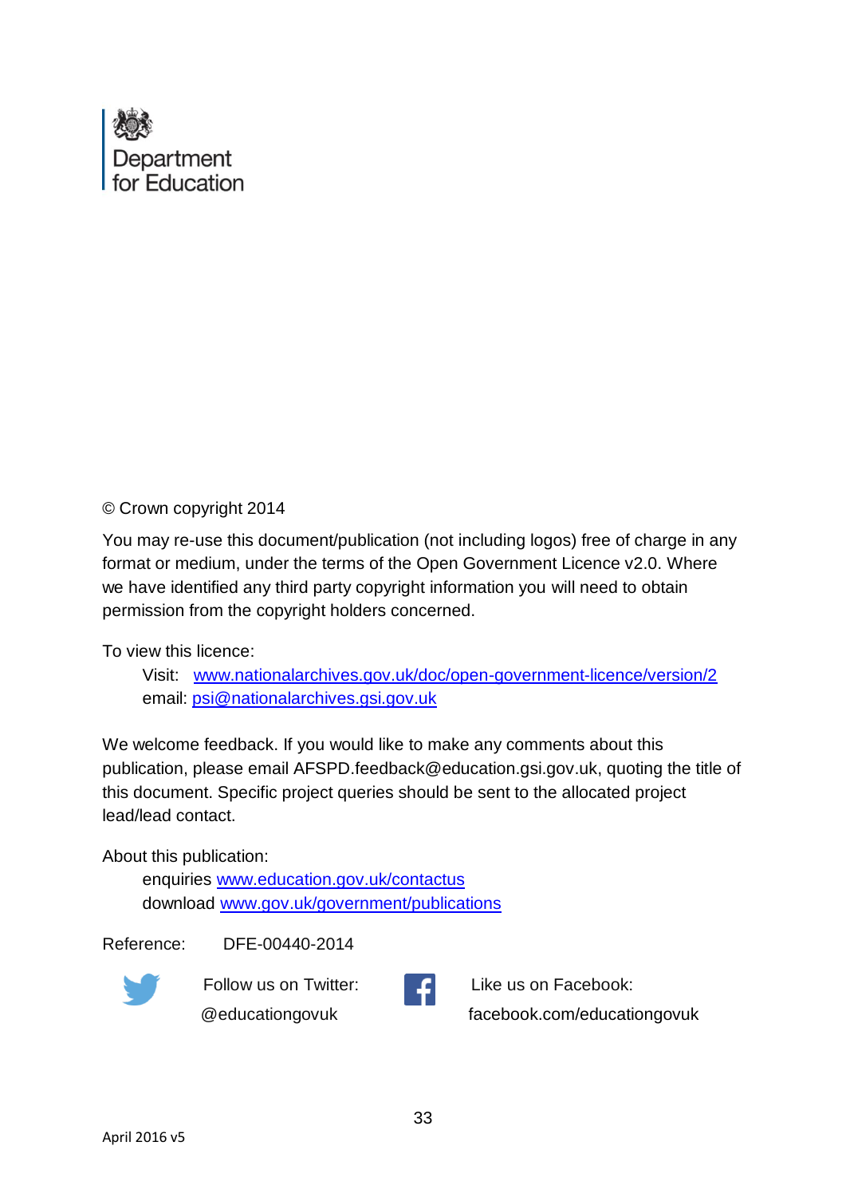Department for Education

© Crown copyright 2014

You may re-use this document/publication (not including logos) free of charge in any format or medium, under the terms of the Open Government Licence v2.0. Where we have identified any third party copyright information you will need to obtain permission from the copyright holders concerned.

To view this licence:

Visit: [www.nationalarchives.gov.uk/doc/open-government-licence/version/2](http://www.nationalarchives.gov.uk/doc/open-government-licence/version/2)
email: [psi@nationalarchives.gsi.gov.uk](mailto:psi@nationalarchives.gsi.gov.uk)

We welcome feedback. If you would like to make any comments about this publication, please email AFSPD.feedback@education.gsi.gov.uk, quoting the title of this document. Specific project queries should be sent to the allocated project lead/lead contact.

About this publication:

enquiries [www.education.gov.uk/contactus](http://www.education.gov.uk/contactus)
download [www.gov.uk/government/publications](http://www.gov.uk/government/publications)

Reference: DFE-00440-2014

Follow us on Twitter: @educationgovuk

Like us on Facebook: facebook.com/educationgovuk

April 2016 v5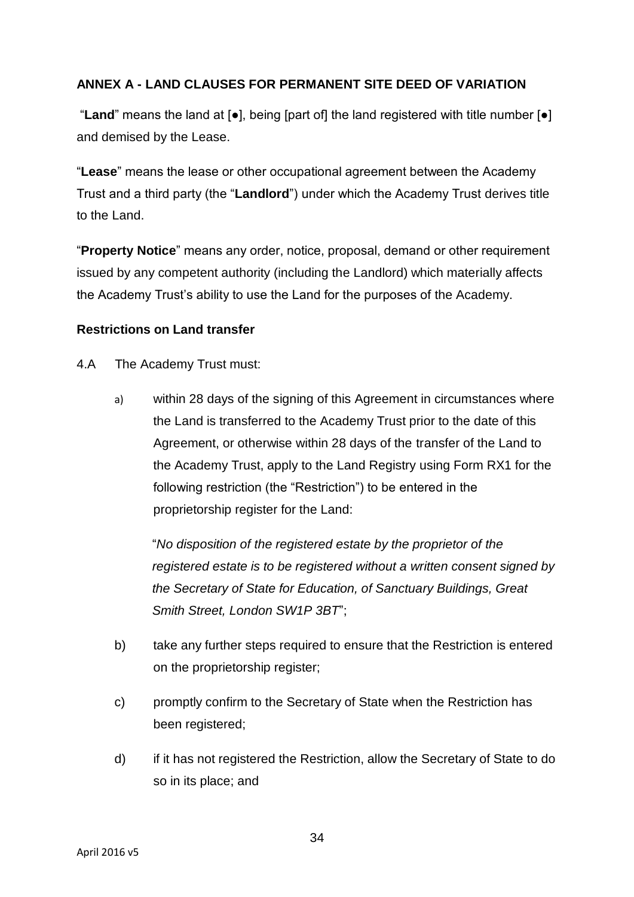**ANNEX A - LAND CLAUSES FOR PERMANENT SITE DEED OF VARIATION**

"**Land**" means the land at [●], being [part of] the land registered with title number [●] and demised by the Lease.

"**Lease**" means the lease or other occupational agreement between the Academy Trust and a third party (the "**Landlord**") under which the Academy Trust derives title to the Land.

"**Property Notice**" means any order, notice, proposal, demand or other requirement issued by any competent authority (including the Landlord) which materially affects the Academy Trust's ability to use the Land for the purposes of the Academy.

**Restrictions on Land transfer**

4.A The Academy Trust must:

a) within 28 days of the signing of this Agreement in circumstances where the Land is transferred to the Academy Trust prior to the date of this Agreement, or otherwise within 28 days of the transfer of the Land to the Academy Trust, apply to the Land Registry using Form RX1 for the following restriction (the "Restriction") to be entered in the proprietorship register for the Land:

"*No disposition of the registered estate by the proprietor of the registered estate is to be registered without a written consent signed by the Secretary of State for Education, of Sanctuary Buildings, Great Smith Street, London SW1P 3BT*";

b) take any further steps required to ensure that the Restriction is entered on the proprietorship register;

c) promptly confirm to the Secretary of State when the Restriction has been registered;

d) if it has not registered the Restriction, allow the Secretary of State to do so in its place; and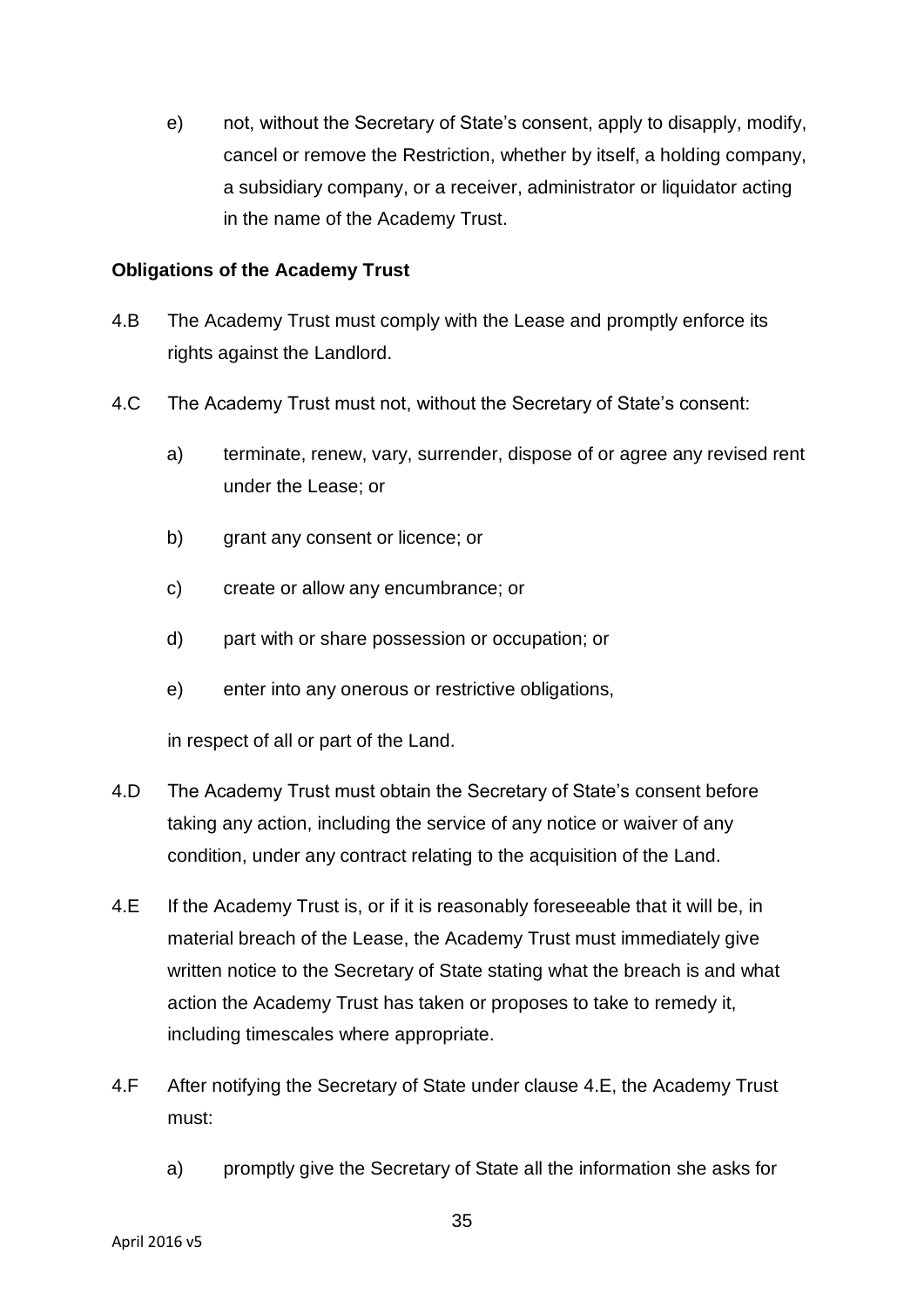e) not, without the Secretary of State's consent, apply to disapply, modify, cancel or remove the Restriction, whether by itself, a holding company, a subsidiary company, or a receiver, administrator or liquidator acting in the name of the Academy Trust.

**Obligations of the Academy Trust**

4.B The Academy Trust must comply with the Lease and promptly enforce its rights against the Landlord.

4.C The Academy Trust must not, without the Secretary of State's consent:

a) terminate, renew, vary, surrender, dispose of or agree any revised rent under the Lease; or

b) grant any consent or licence; or

c) create or allow any encumbrance; or

d) part with or share possession or occupation; or

e) enter into any onerous or restrictive obligations,

in respect of all or part of the Land.

4.D The Academy Trust must obtain the Secretary of State's consent before taking any action, including the service of any notice or waiver of any condition, under any contract relating to the acquisition of the Land.

4.E If the Academy Trust is, or if it is reasonably foreseeable that it will be, in material breach of the Lease, the Academy Trust must immediately give written notice to the Secretary of State stating what the breach is and what action the Academy Trust has taken or proposes to take to remedy it, including timescales where appropriate.

4.F After notifying the Secretary of State under clause 4.E, the Academy Trust must:

a) promptly give the Secretary of State all the information she asks for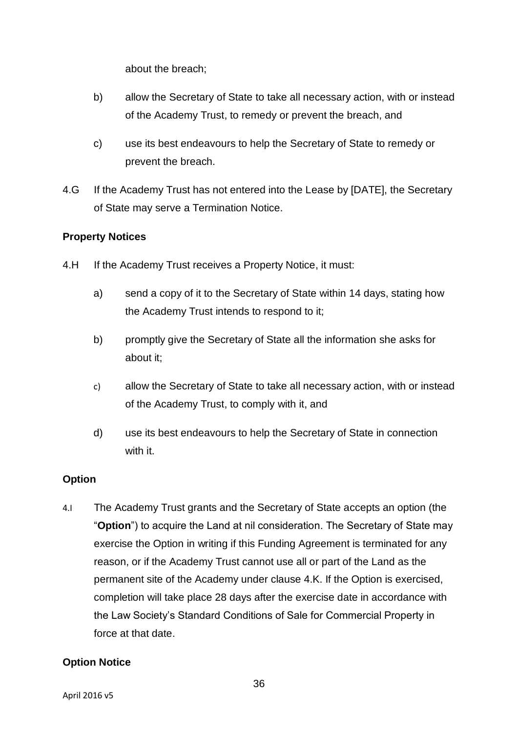about the breach;

b) allow the Secretary of State to take all necessary action, with or instead of the Academy Trust, to remedy or prevent the breach, and

c) use its best endeavours to help the Secretary of State to remedy or prevent the breach.

4.G If the Academy Trust has not entered into the Lease by [DATE], the Secretary of State may serve a Termination Notice.

**Property Notices**

4.H If the Academy Trust receives a Property Notice, it must:

a) send a copy of it to the Secretary of State within 14 days, stating how the Academy Trust intends to respond to it;

b) promptly give the Secretary of State all the information she asks for about it;

c) allow the Secretary of State to take all necessary action, with or instead of the Academy Trust, to comply with it, and

d) use its best endeavours to help the Secretary of State in connection with it.

**Option**

4.I The Academy Trust grants and the Secretary of State accepts an option (the "**Option**") to acquire the Land at nil consideration. The Secretary of State may exercise the Option in writing if this Funding Agreement is terminated for any reason, or if the Academy Trust cannot use all or part of the Land as the permanent site of the Academy under clause 4.K. If the Option is exercised, completion will take place 28 days after the exercise date in accordance with the Law Society's Standard Conditions of Sale for Commercial Property in force at that date.

**Option Notice**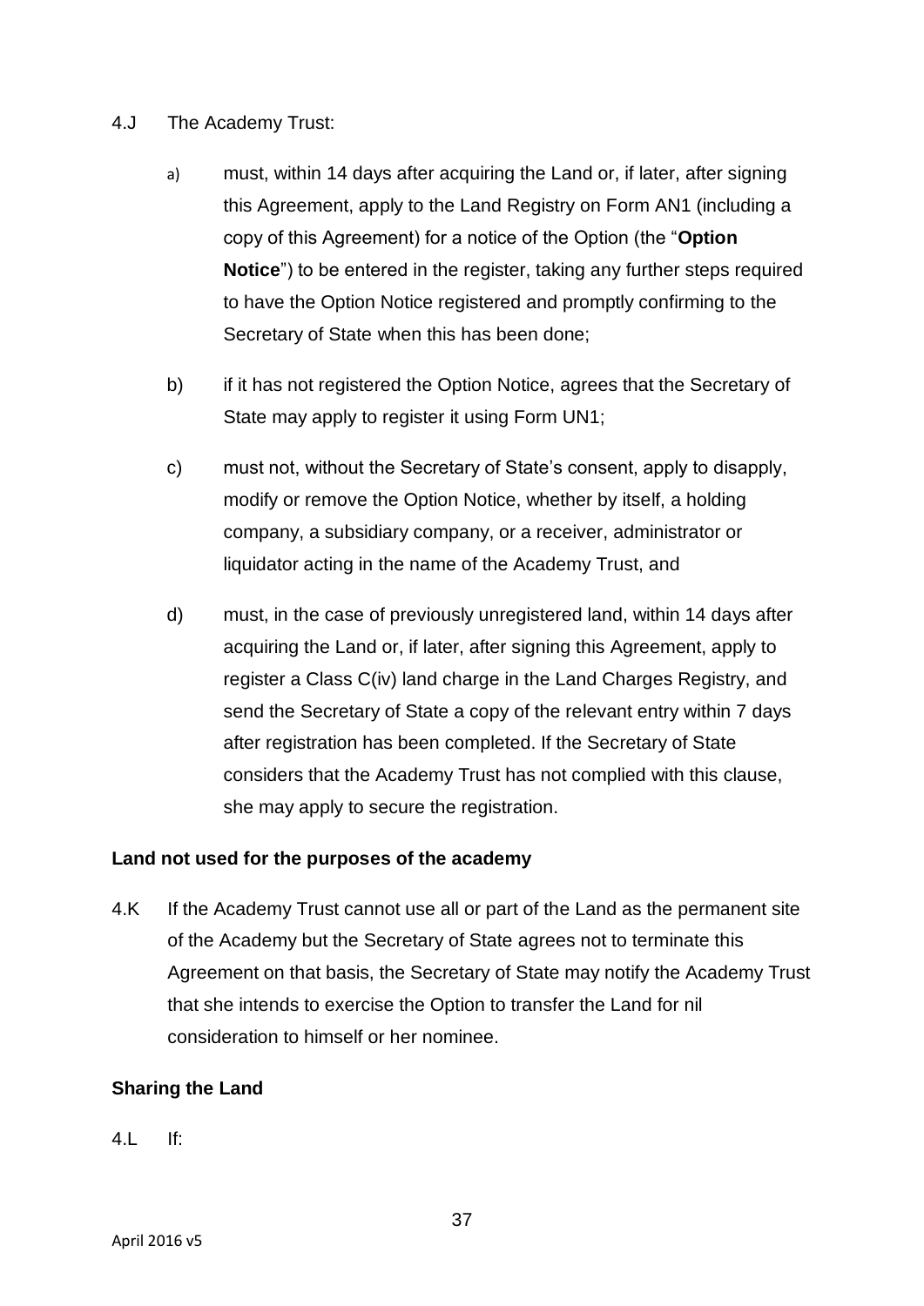4.J The Academy Trust:

a) must, within 14 days after acquiring the Land or, if later, after signing this Agreement, apply to the Land Registry on Form AN1 (including a copy of this Agreement) for a notice of the Option (the "**Option Notice**") to be entered in the register, taking any further steps required to have the Option Notice registered and promptly confirming to the Secretary of State when this has been done;

b) if it has not registered the Option Notice, agrees that the Secretary of State may apply to register it using Form UN1;

c) must not, without the Secretary of State's consent, apply to disapply, modify or remove the Option Notice, whether by itself, a holding company, a subsidiary company, or a receiver, administrator or liquidator acting in the name of the Academy Trust, and

d) must, in the case of previously unregistered land, within 14 days after acquiring the Land or, if later, after signing this Agreement, apply to register a Class C(iv) land charge in the Land Charges Registry, and send the Secretary of State a copy of the relevant entry within 7 days after registration has been completed. If the Secretary of State considers that the Academy Trust has not complied with this clause, she may apply to secure the registration.

**Land not used for the purposes of the academy**

4.K If the Academy Trust cannot use all or part of the Land as the permanent site of the Academy but the Secretary of State agrees not to terminate this Agreement on that basis, the Secretary of State may notify the Academy Trust that she intends to exercise the Option to transfer the Land for nil consideration to himself or her nominee.

**Sharing the Land**

4.L If: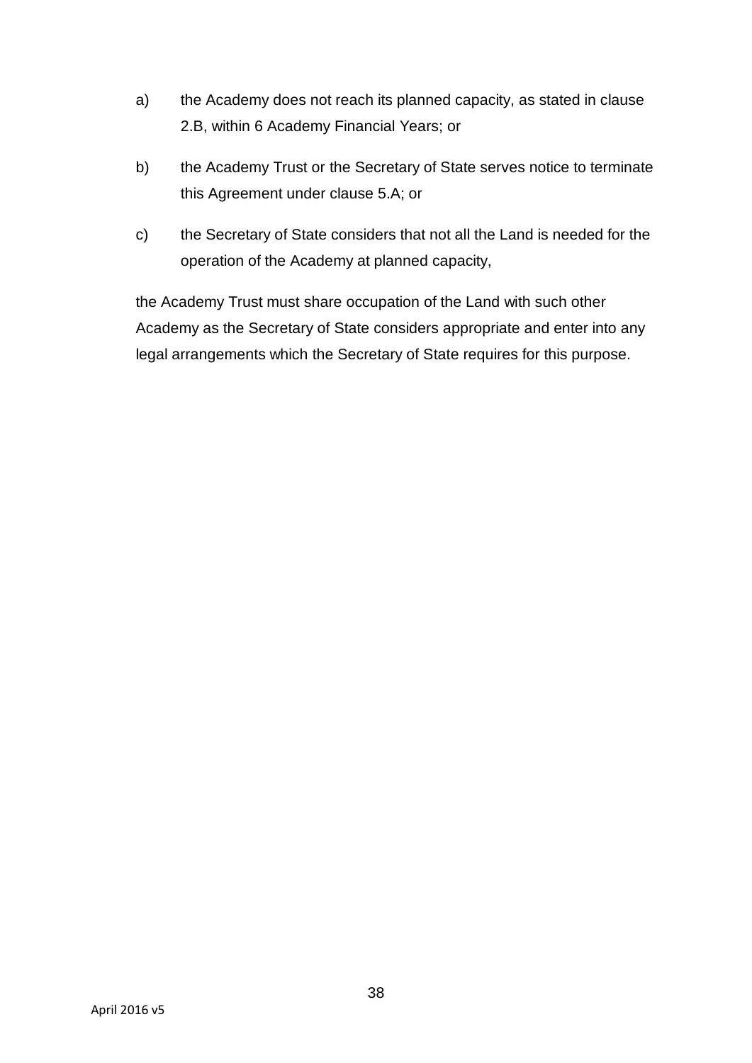a) the Academy does not reach its planned capacity, as stated in clause 2.B, within 6 Academy Financial Years; or

b) the Academy Trust or the Secretary of State serves notice to terminate this Agreement under clause 5.A; or

c) the Secretary of State considers that not all the Land is needed for the operation of the Academy at planned capacity,

the Academy Trust must share occupation of the Land with such other Academy as the Secretary of State considers appropriate and enter into any legal arrangements which the Secretary of State requires for this purpose.